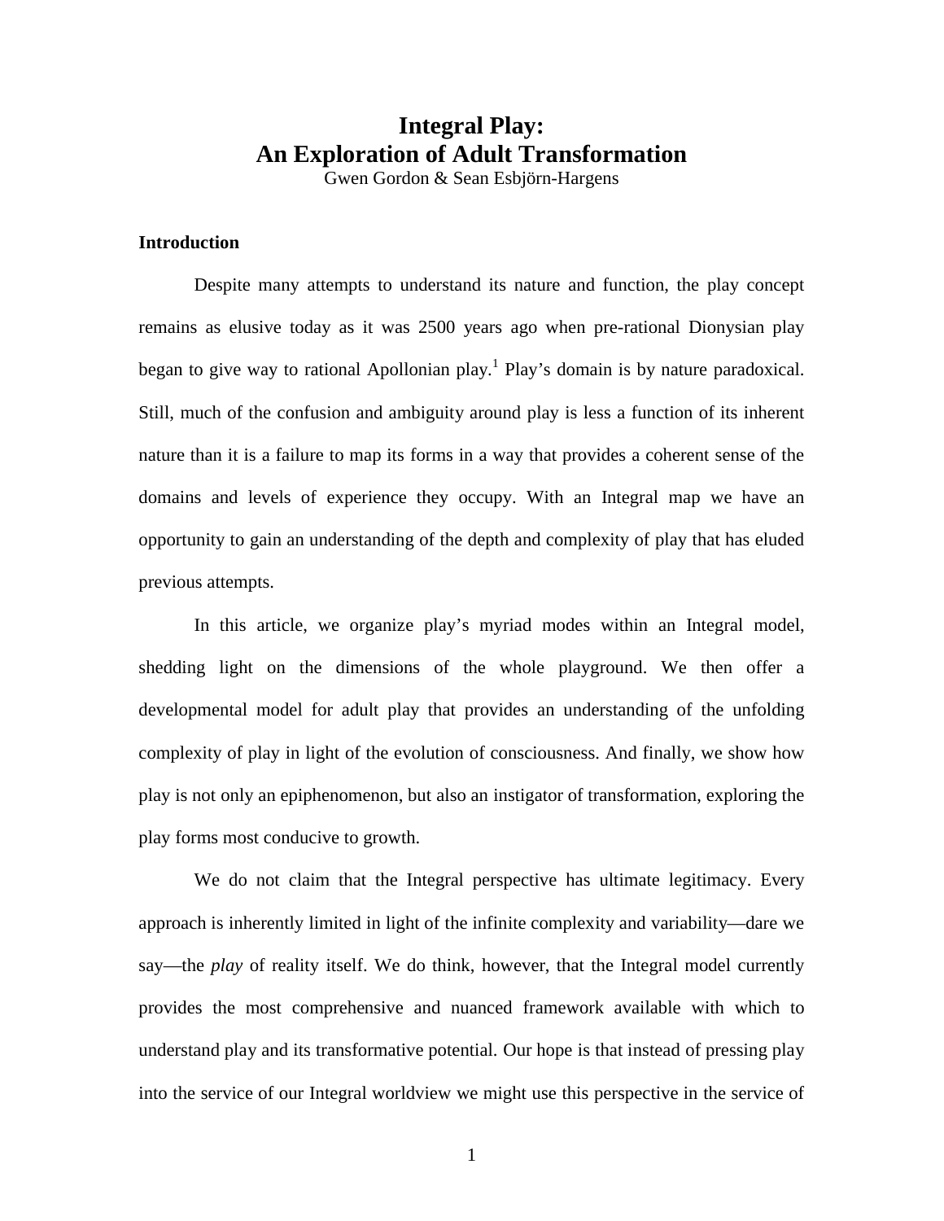# Integral Play: An Exploration of Adult Transformation

Gwen Gordon & Sean Esbjörn-Hargens

## Introduction

Despite many attempts to understand its nature and function, the play concept remains as elusive today as it was 2500 years ago when pre-rational Dionysian play began to give way to rational Apollonian play.[1] Play's domain is by nature paradoxical. Still, much of the confusion and ambiguity around play is less a function of its inherent nature than it is a failure to map its forms in a way that provides a coherent sense of the domains and levels of experience they occupy. With an Integral map we have an opportunity to gain an understanding of the depth and complexity of play that has eluded previous attempts.

In this article, we organize play's myriad modes within an Integral model, shedding light on the dimensions of the whole playground. We then offer a developmental model for adult play that provides an understanding of the unfolding complexity of play in light of the evolution of consciousness. And finally, we show how play is not only an epiphenomenon, but also an instigator of transformation, exploring the play forms most conducive to growth.

We do not claim that the Integral perspective has ultimate legitimacy. Every approach is inherently limited in light of the infinite complexity and variability—dare we say—the *play* of reality itself. We do think, however, that the Integral model currently provides the most comprehensive and nuanced framework available with which to understand play and its transformative potential. Our hope is that instead of pressing play into the service of our Integral worldview we might use this perspective in the service of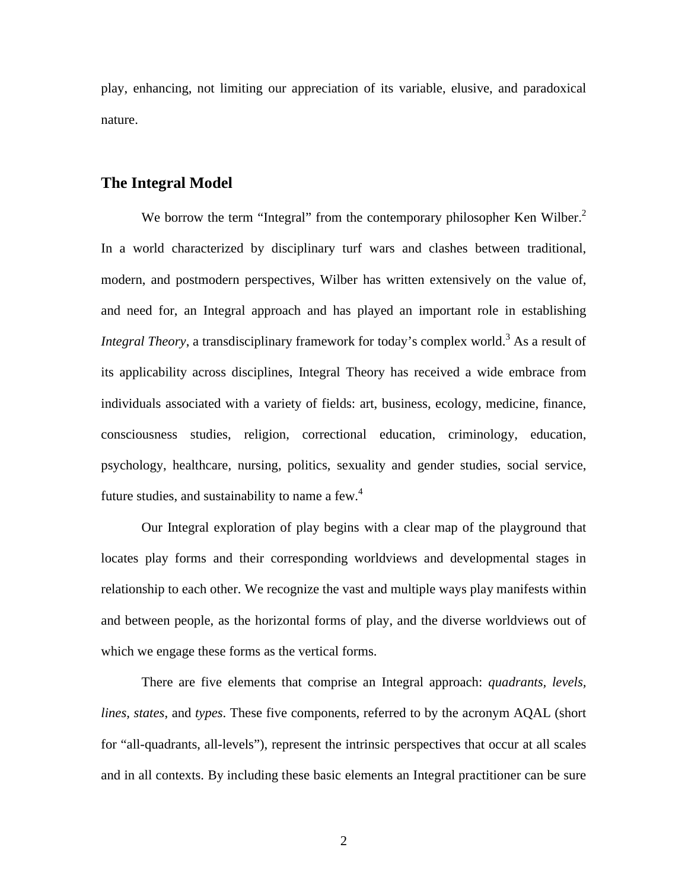play, enhancing, not limiting our appreciation of its variable, elusive, and paradoxical nature.

## The Integral Model

We borrow the term "Integral" from the contemporary philosopher Ken Wilber.[2] In a world characterized by disciplinary turf wars and clashes between traditional, modern, and postmodern perspectives, Wilber has written extensively on the value of, and need for, an Integral approach and has played an important role in establishing *Integral Theory*, a transdisciplinary framework for today's complex world.[3] As a result of its applicability across disciplines, Integral Theory has received a wide embrace from individuals associated with a variety of fields: art, business, ecology, medicine, finance, consciousness studies, religion, correctional education, criminology, education, psychology, healthcare, nursing, politics, sexuality and gender studies, social service, future studies, and sustainability to name a few.[4]

Our Integral exploration of play begins with a clear map of the playground that locates play forms and their corresponding worldviews and developmental stages in relationship to each other. We recognize the vast and multiple ways play manifests within and between people, as the horizontal forms of play, and the diverse worldviews out of which we engage these forms as the vertical forms.

There are five elements that comprise an Integral approach: *quadrants*, *levels*, *lines*, *states*, and *types*. These five components, referred to by the acronym AQAL (short for "all-quadrants, all-levels"), represent the intrinsic perspectives that occur at all scales and in all contexts. By including these basic elements an Integral practitioner can be sure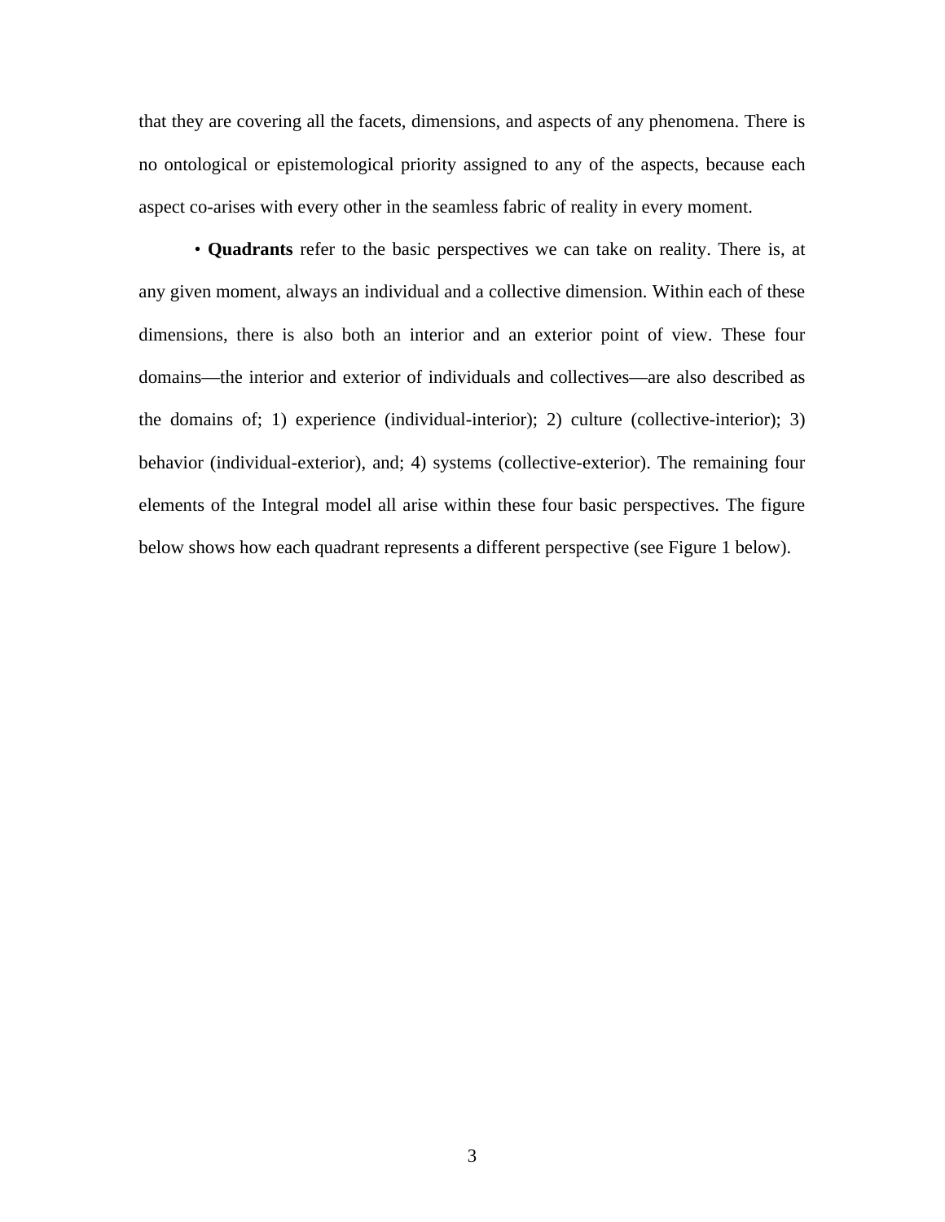that they are covering all the facets, dimensions, and aspects of any phenomena. There is no ontological or epistemological priority assigned to any of the aspects, because each aspect co-arises with every other in the seamless fabric of reality in every moment.

• **Quadrants** refer to the basic perspectives we can take on reality. There is, at any given moment, always an individual and a collective dimension. Within each of these dimensions, there is also both an interior and an exterior point of view. These four domains—the interior and exterior of individuals and collectives—are also described as the domains of; 1) experience (individual-interior); 2) culture (collective-interior); 3) behavior (individual-exterior), and; 4) systems (collective-exterior). The remaining four elements of the Integral model all arise within these four basic perspectives. The figure below shows how each quadrant represents a different perspective (see Figure 1 below).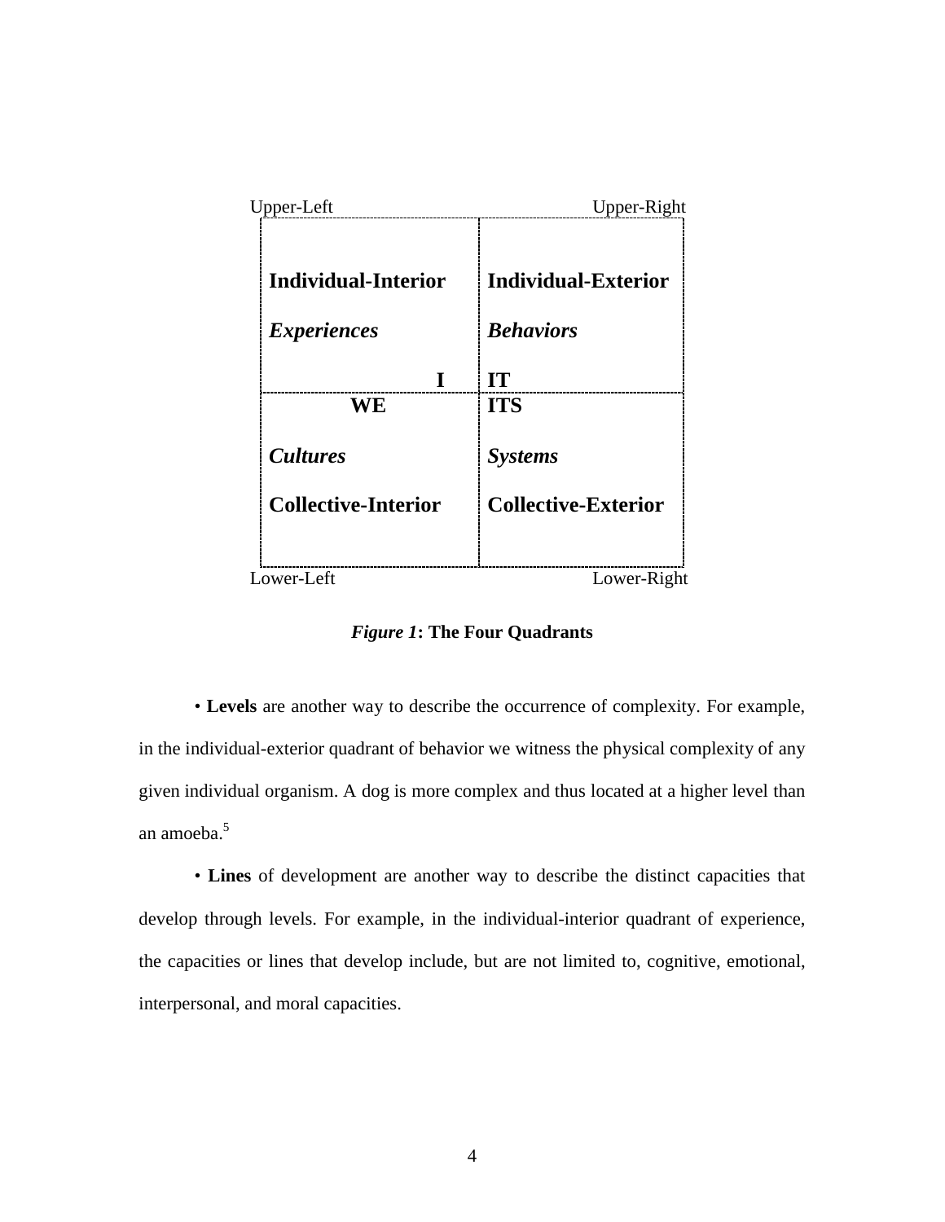| Upper-Left | Upper-Right |
|---|---|
| **Individual-Interior**<br><br>***Experiences***<br><br>**I** | **Individual-Exterior**<br><br>***Behaviors***<br><br>**IT** |
| **WE**<br><br>***Cultures***<br><br>**Collective-Interior** | **ITS**<br><br>***Systems***<br><br>**Collective-Exterior** |
| Lower-Left | Lower-Right |

***Figure 1*: The Four Quadrants**

• **Levels** are another way to describe the occurrence of complexity. For example, in the individual-exterior quadrant of behavior we witness the physical complexity of any given individual organism. A dog is more complex and thus located at a higher level than an amoeba.[5]

• **Lines** of development are another way to describe the distinct capacities that develop through levels. For example, in the individual-interior quadrant of experience, the capacities or lines that develop include, but are not limited to, cognitive, emotional, interpersonal, and moral capacities.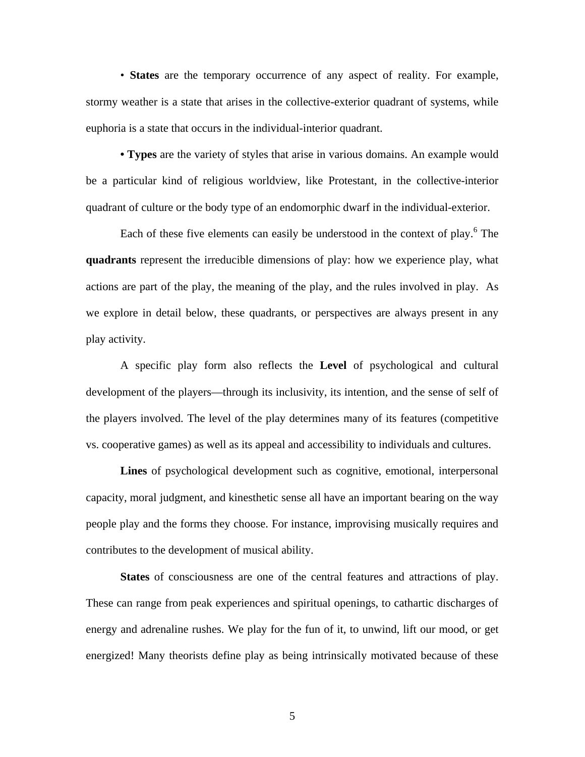• **States** are the temporary occurrence of any aspect of reality. For example, stormy weather is a state that arises in the collective-exterior quadrant of systems, while euphoria is a state that occurs in the individual-interior quadrant.

• **Types** are the variety of styles that arise in various domains. An example would be a particular kind of religious worldview, like Protestant, in the collective-interior quadrant of culture or the body type of an endomorphic dwarf in the individual-exterior.

Each of these five elements can easily be understood in the context of play.[6] The **quadrants** represent the irreducible dimensions of play: how we experience play, what actions are part of the play, the meaning of the play, and the rules involved in play. As we explore in detail below, these quadrants, or perspectives are always present in any play activity.

A specific play form also reflects the **Level** of psychological and cultural development of the players—through its inclusivity, its intention, and the sense of self of the players involved. The level of the play determines many of its features (competitive vs. cooperative games) as well as its appeal and accessibility to individuals and cultures.

**Lines** of psychological development such as cognitive, emotional, interpersonal capacity, moral judgment, and kinesthetic sense all have an important bearing on the way people play and the forms they choose. For instance, improvising musically requires and contributes to the development of musical ability.

**States** of consciousness are one of the central features and attractions of play. These can range from peak experiences and spiritual openings, to cathartic discharges of energy and adrenaline rushes. We play for the fun of it, to unwind, lift our mood, or get energized! Many theorists define play as being intrinsically motivated because of these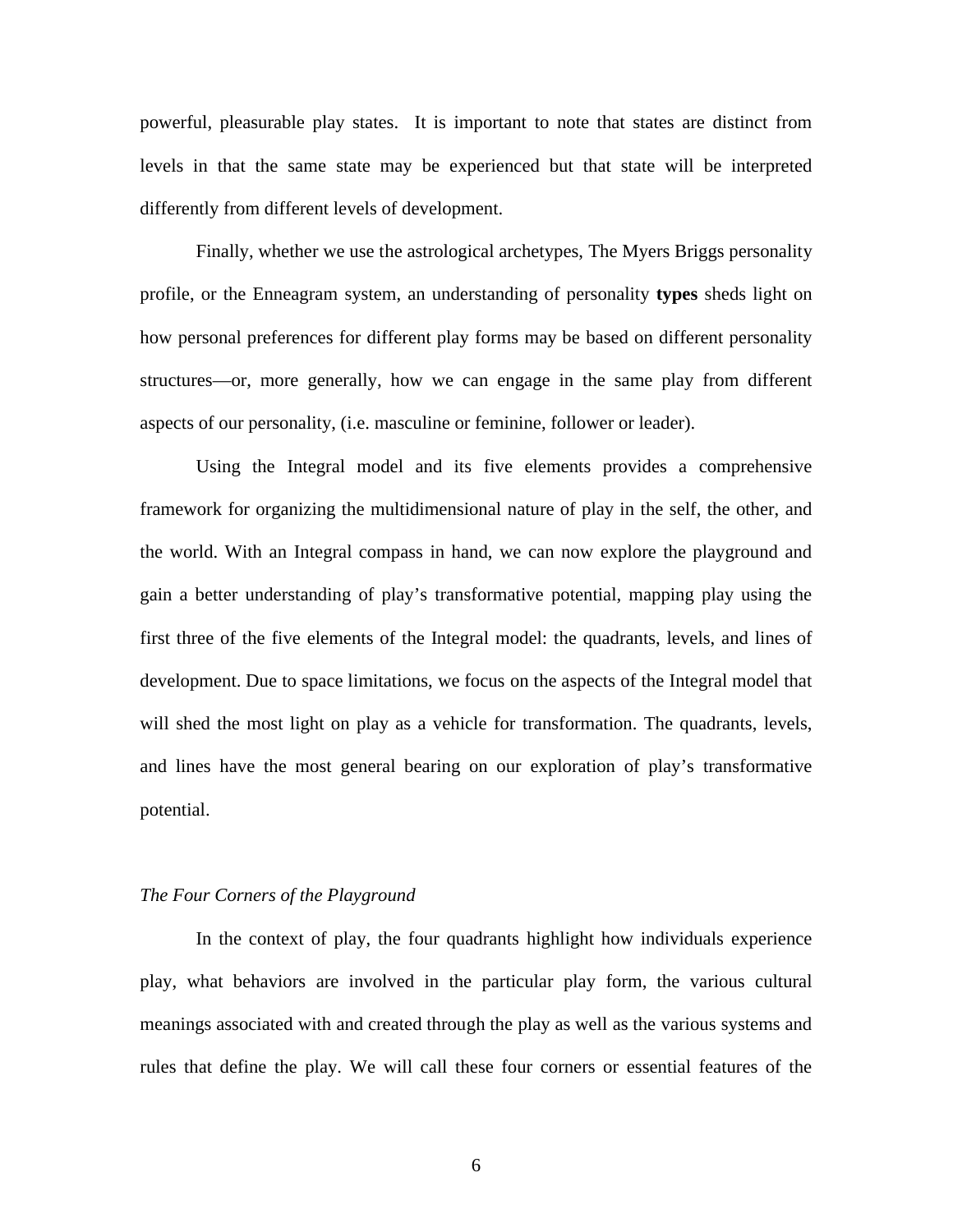powerful, pleasurable play states. It is important to note that states are distinct from levels in that the same state may be experienced but that state will be interpreted differently from different levels of development.

Finally, whether we use the astrological archetypes, The Myers Briggs personality profile, or the Enneagram system, an understanding of personality **types** sheds light on how personal preferences for different play forms may be based on different personality structures—or, more generally, how we can engage in the same play from different aspects of our personality, (i.e. masculine or feminine, follower or leader).

Using the Integral model and its five elements provides a comprehensive framework for organizing the multidimensional nature of play in the self, the other, and the world. With an Integral compass in hand, we can now explore the playground and gain a better understanding of play's transformative potential, mapping play using the first three of the five elements of the Integral model: the quadrants, levels, and lines of development. Due to space limitations, we focus on the aspects of the Integral model that will shed the most light on play as a vehicle for transformation. The quadrants, levels, and lines have the most general bearing on our exploration of play's transformative potential.

*The Four Corners of the Playground*

In the context of play, the four quadrants highlight how individuals experience play, what behaviors are involved in the particular play form, the various cultural meanings associated with and created through the play as well as the various systems and rules that define the play. We will call these four corners or essential features of the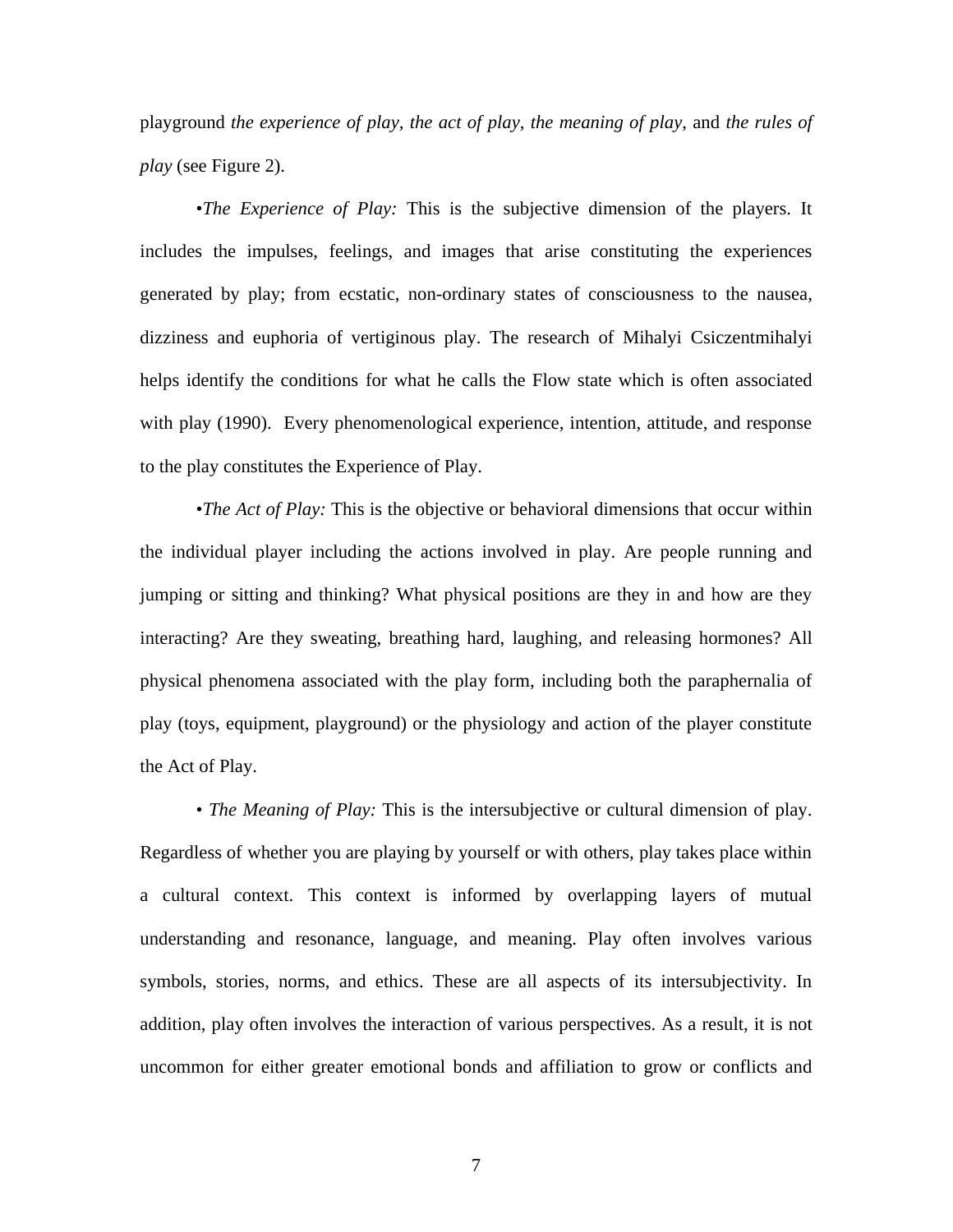playground *the experience of play, the act of play, the meaning of play*, and *the rules of play* (see Figure 2).

•*The Experience of Play:* This is the subjective dimension of the players. It includes the impulses, feelings, and images that arise constituting the experiences generated by play; from ecstatic, non-ordinary states of consciousness to the nausea, dizziness and euphoria of vertiginous play. The research of Mihalyi Csiczentmihalyi helps identify the conditions for what he calls the Flow state which is often associated with play (1990). Every phenomenological experience, intention, attitude, and response to the play constitutes the Experience of Play.

•*The Act of Play:* This is the objective or behavioral dimensions that occur within the individual player including the actions involved in play. Are people running and jumping or sitting and thinking? What physical positions are they in and how are they interacting? Are they sweating, breathing hard, laughing, and releasing hormones? All physical phenomena associated with the play form, including both the paraphernalia of play (toys, equipment, playground) or the physiology and action of the player constitute the Act of Play.

• *The Meaning of Play:* This is the intersubjective or cultural dimension of play. Regardless of whether you are playing by yourself or with others, play takes place within a cultural context. This context is informed by overlapping layers of mutual understanding and resonance, language, and meaning. Play often involves various symbols, stories, norms, and ethics. These are all aspects of its intersubjectivity. In addition, play often involves the interaction of various perspectives. As a result, it is not uncommon for either greater emotional bonds and affiliation to grow or conflicts and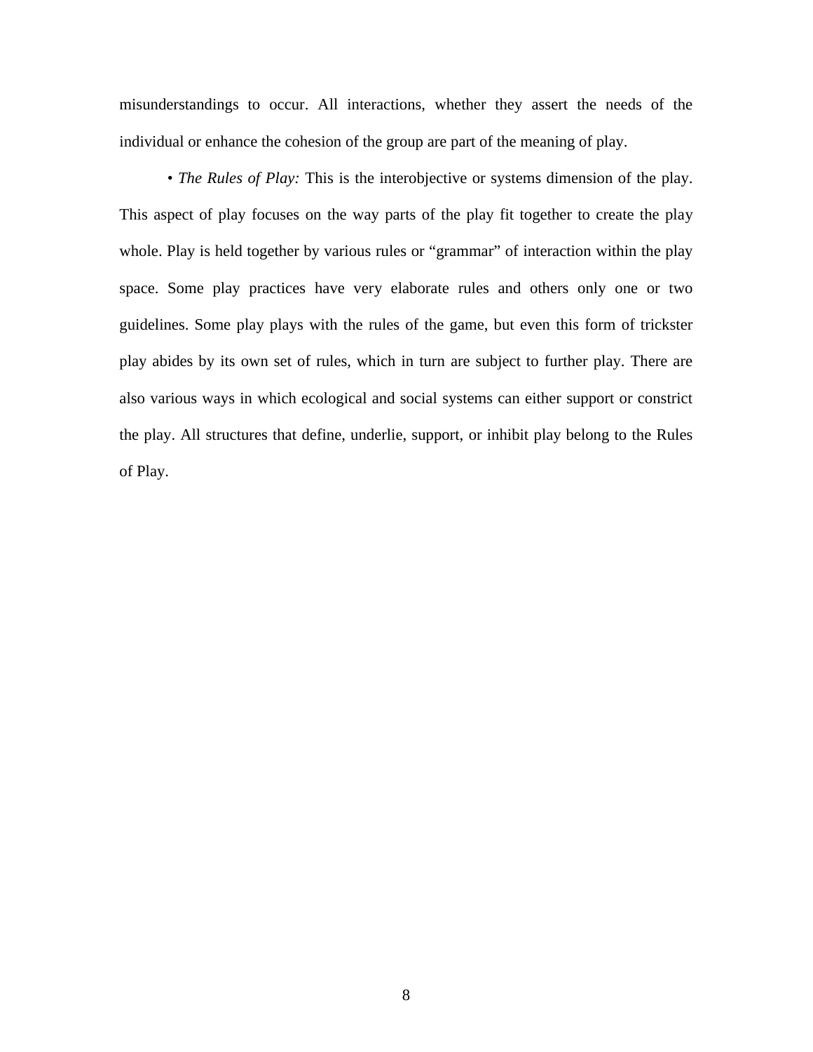misunderstandings to occur. All interactions, whether they assert the needs of the individual or enhance the cohesion of the group are part of the meaning of play.

• *The Rules of Play:* This is the interobjective or systems dimension of the play. This aspect of play focuses on the way parts of the play fit together to create the play whole. Play is held together by various rules or "grammar" of interaction within the play space. Some play practices have very elaborate rules and others only one or two guidelines. Some play plays with the rules of the game, but even this form of trickster play abides by its own set of rules, which in turn are subject to further play. There are also various ways in which ecological and social systems can either support or constrict the play. All structures that define, underlie, support, or inhibit play belong to the Rules of Play.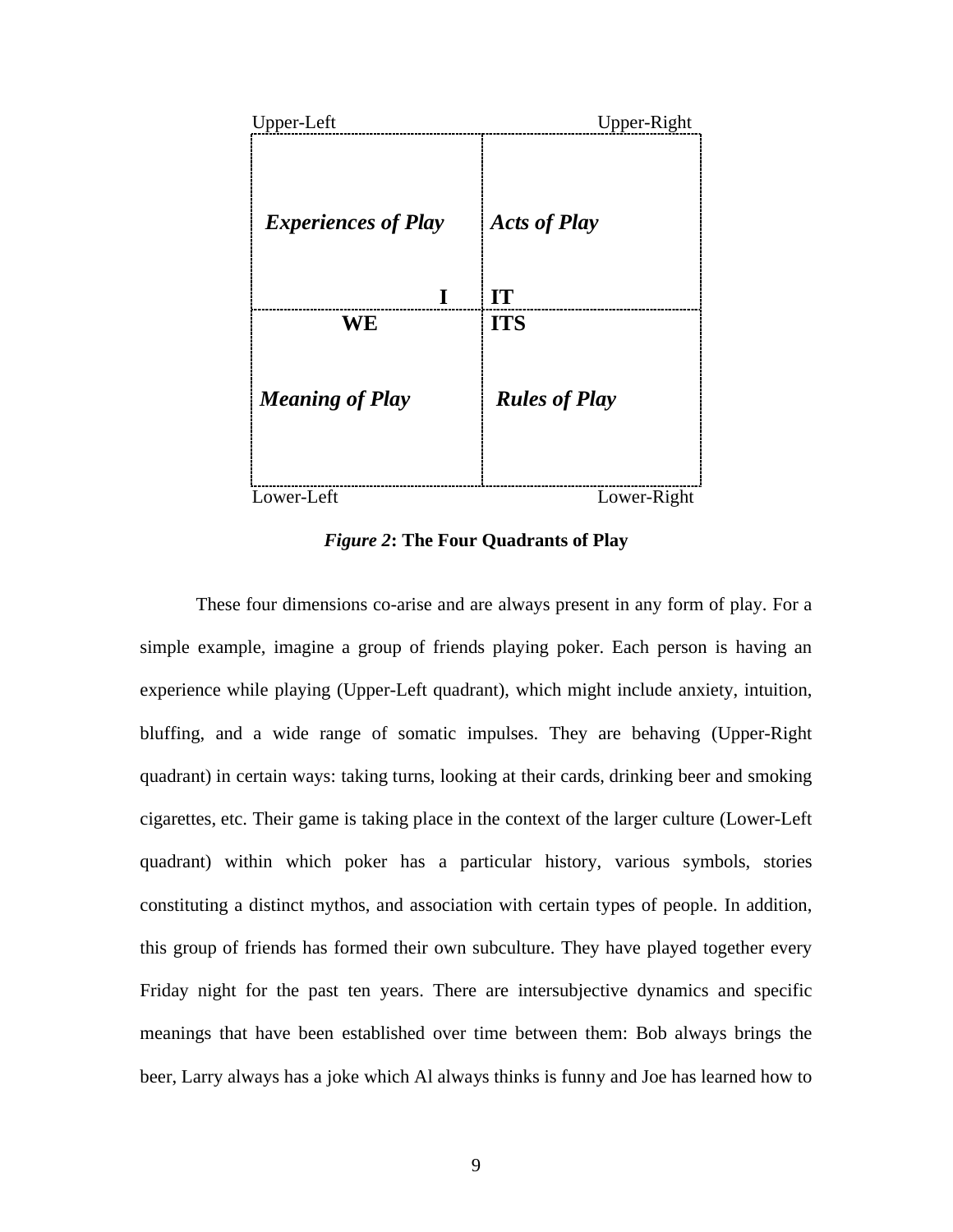| Upper-Left | Upper-Right |
| --- | --- |
| ***Experiences of Play*** <br> **I** | ***Acts of Play*** <br> **IT** |
| **WE** <br> ***Meaning of Play*** | **ITS** <br> ***Rules of Play*** |
| Lower-Left | Lower-Right |

***Figure 2*: The Four Quadrants of Play**

These four dimensions co-arise and are always present in any form of play. For a simple example, imagine a group of friends playing poker. Each person is having an experience while playing (Upper-Left quadrant), which might include anxiety, intuition, bluffing, and a wide range of somatic impulses. They are behaving (Upper-Right quadrant) in certain ways: taking turns, looking at their cards, drinking beer and smoking cigarettes, etc. Their game is taking place in the context of the larger culture (Lower-Left quadrant) within which poker has a particular history, various symbols, stories constituting a distinct mythos, and association with certain types of people. In addition, this group of friends has formed their own subculture. They have played together every Friday night for the past ten years. There are intersubjective dynamics and specific meanings that have been established over time between them: Bob always brings the beer, Larry always has a joke which Al always thinks is funny and Joe has learned how to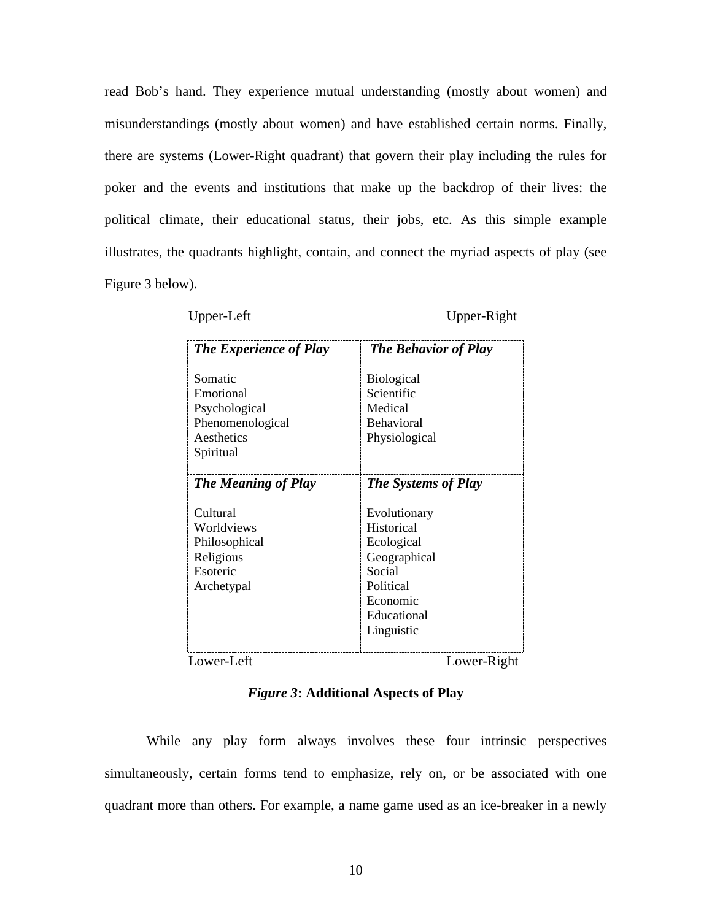read Bob's hand. They experience mutual understanding (mostly about women) and misunderstandings (mostly about women) and have established certain norms. Finally, there are systems (Lower-Right quadrant) that govern their play including the rules for poker and the events and institutions that make up the backdrop of their lives: the political climate, their educational status, their jobs, etc. As this simple example illustrates, the quadrants highlight, contain, and connect the myriad aspects of play (see Figure 3 below).

| Upper-Left | Upper-Right |
|---|---|
| ***The Experience of Play***<br><br>Somatic<br>Emotional<br>Psychological<br>Phenomenological<br>Aesthetics<br>Spiritual | ***The Behavior of Play***<br><br>Biological<br>Scientific<br>Medical<br>Behavioral<br>Physiological |
| ***The Meaning of Play***<br><br>Cultural<br>Worldviews<br>Philosophical<br>Religious<br>Esoteric<br>Archetypal | ***The Systems of Play***<br><br>Evolutionary<br>Historical<br>Ecological<br>Geographical<br>Social<br>Political<br>Economic<br>Educational<br>Linguistic |
| Lower-Left | Lower-Right |

***Figure 3*: Additional Aspects of Play**

While any play form always involves these four intrinsic perspectives simultaneously, certain forms tend to emphasize, rely on, or be associated with one quadrant more than others. For example, a name game used as an ice-breaker in a newly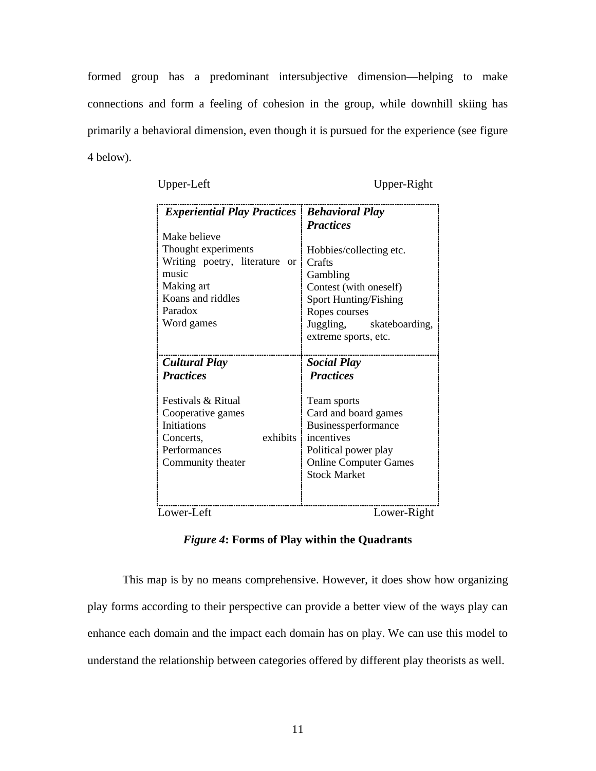formed group has a predominant intersubjective dimension—helping to make connections and form a feeling of cohesion in the group, while downhill skiing has primarily a behavioral dimension, even though it is pursued for the experience (see figure 4 below).

| Upper-Left | Upper-Right |
|---|---|
| ***Experiential Play Practices***<br><br>Make believe<br>Thought experiments<br>Writing poetry, literature or music<br>Making art<br>Koans and riddles<br>Paradox<br>Word games | ***Behavioral Play Practices***<br><br>Hobbies/collecting etc.<br>Crafts<br>Gambling<br>Contest (with oneself)<br>Sport Hunting/Fishing<br>Ropes courses<br>Juggling, skateboarding, extreme sports, etc. |
| ***Cultural Play Practices***<br><br>Festivals & Ritual<br>Cooperative games<br>Initiations<br>Concerts, exhibits<br>Performances<br>Community theater | ***Social Play Practices***<br><br>Team sports<br>Card and board games<br>Businessperformance incentives<br>Political power play<br>Online Computer Games<br>Stock Market |
| Lower-Left | Lower-Right |

***Figure 4*: Forms of Play within the Quadrants**

This map is by no means comprehensive. However, it does show how organizing play forms according to their perspective can provide a better view of the ways play can enhance each domain and the impact each domain has on play. We can use this model to understand the relationship between categories offered by different play theorists as well.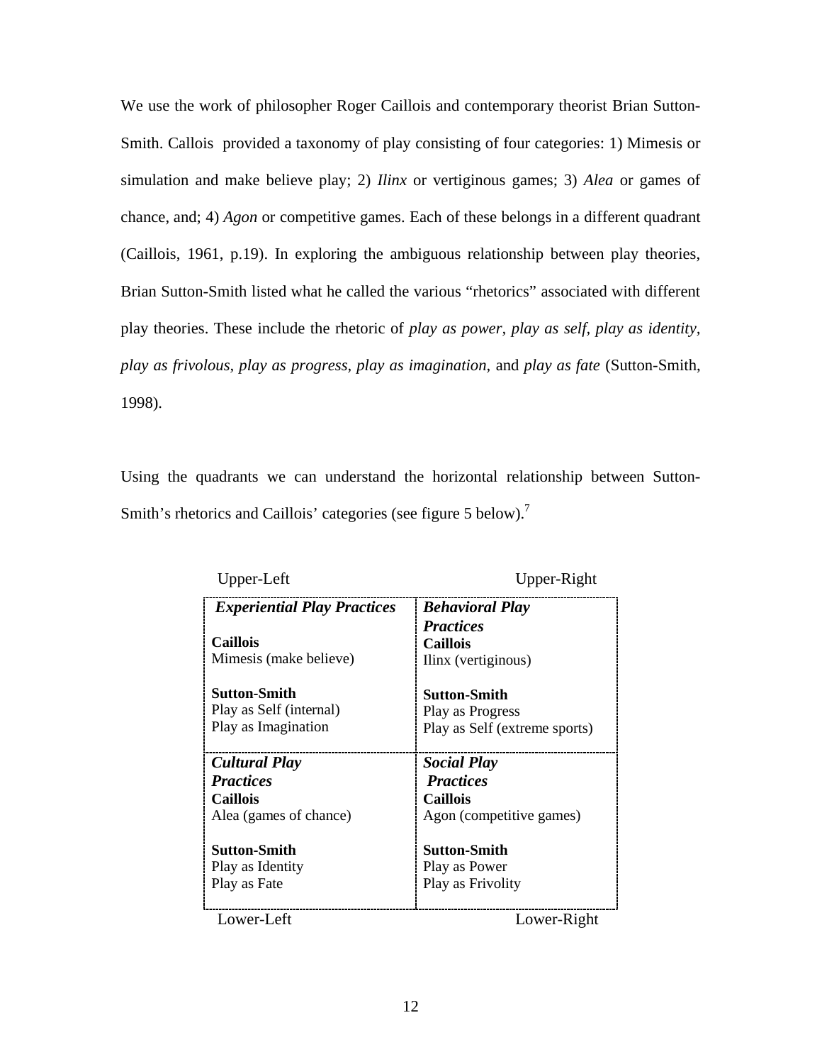We use the work of philosopher Roger Caillois and contemporary theorist Brian Sutton-Smith. Callois provided a taxonomy of play consisting of four categories: 1) Mimesis or simulation and make believe play; 2) *Ilinx* or vertiginous games; 3) *Alea* or games of chance, and; 4) *Agon* or competitive games. Each of these belongs in a different quadrant (Caillois, 1961, p.19). In exploring the ambiguous relationship between play theories, Brian Sutton-Smith listed what he called the various "rhetorics" associated with different play theories. These include the rhetoric of *play as power, play as self, play as identity, play as frivolous, play as progress, play as imagination,* and *play as fate* (Sutton-Smith, 1998).

Using the quadrants we can understand the horizontal relationship between Sutton-Smith's rhetorics and Caillois' categories (see figure 5 below).[7]

| Upper-Left | Upper-Right |
|---|---|
| ***Experiential Play Practices*** | ***Behavioral Play Practices*** |
| **Caillois**<br>Mimesis (make believe) | **Caillois**<br>Ilinx (vertiginous) |
| **Sutton-Smith**<br>Play as Self (internal)<br>Play as Imagination | **Sutton-Smith**<br>Play as Progress<br>Play as Self (extreme sports) |
| ***Cultural Play Practices*** | ***Social Play Practices*** |
| **Caillois**<br>Alea (games of chance) | **Caillois**<br>Agon (competitive games) |
| **Sutton-Smith**<br>Play as Identity<br>Play as Fate | **Sutton-Smith**<br>Play as Power<br>Play as Frivolity |
| Lower-Left | Lower-Right |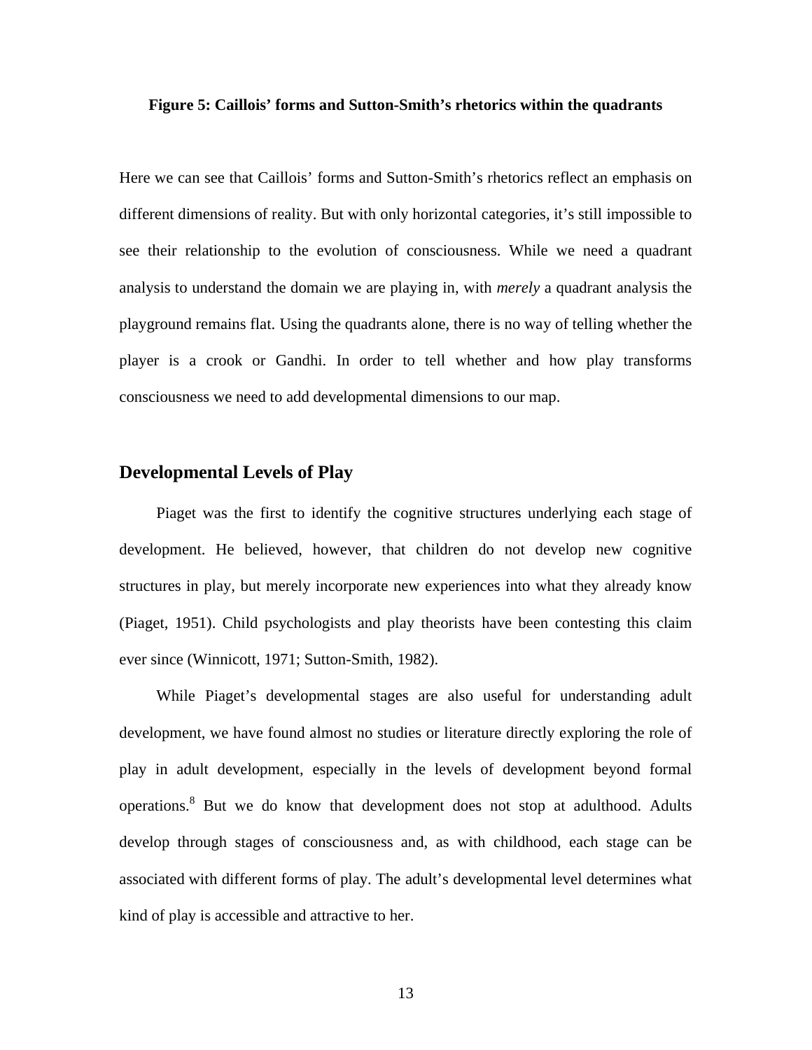**Figure 5: Caillois' forms and Sutton-Smith's rhetorics within the quadrants**

Here we can see that Caillois' forms and Sutton-Smith's rhetorics reflect an emphasis on different dimensions of reality. But with only horizontal categories, it's still impossible to see their relationship to the evolution of consciousness. While we need a quadrant analysis to understand the domain we are playing in, with *merely* a quadrant analysis the playground remains flat. Using the quadrants alone, there is no way of telling whether the player is a crook or Gandhi. In order to tell whether and how play transforms consciousness we need to add developmental dimensions to our map.

## Developmental Levels of Play

Piaget was the first to identify the cognitive structures underlying each stage of development. He believed, however, that children do not develop new cognitive structures in play, but merely incorporate new experiences into what they already know (Piaget, 1951). Child psychologists and play theorists have been contesting this claim ever since (Winnicott, 1971; Sutton-Smith, 1982).

While Piaget's developmental stages are also useful for understanding adult development, we have found almost no studies or literature directly exploring the role of play in adult development, especially in the levels of development beyond formal operations.[8] But we do know that development does not stop at adulthood. Adults develop through stages of consciousness and, as with childhood, each stage can be associated with different forms of play. The adult's developmental level determines what kind of play is accessible and attractive to her.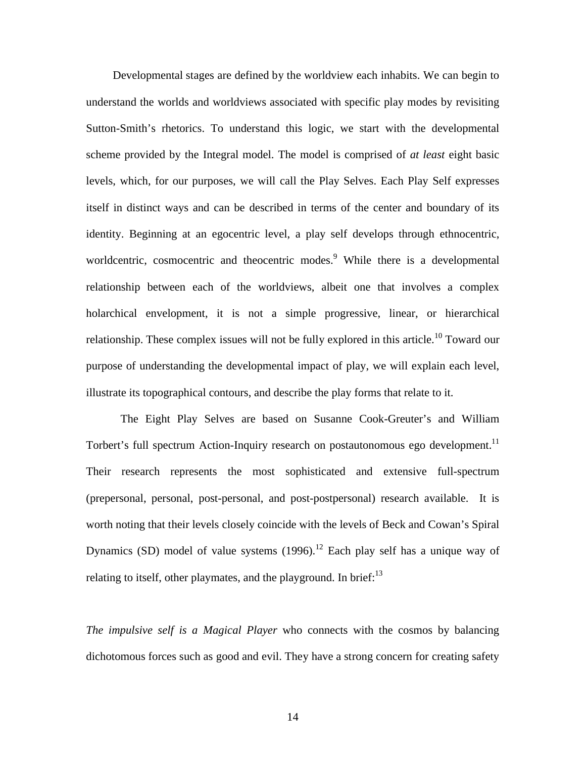Developmental stages are defined by the worldview each inhabits. We can begin to understand the worlds and worldviews associated with specific play modes by revisiting Sutton-Smith's rhetorics. To understand this logic, we start with the developmental scheme provided by the Integral model. The model is comprised of *at least* eight basic levels, which, for our purposes, we will call the Play Selves. Each Play Self expresses itself in distinct ways and can be described in terms of the center and boundary of its identity. Beginning at an egocentric level, a play self develops through ethnocentric, worldcentric, cosmocentric and theocentric modes.[9] While there is a developmental relationship between each of the worldviews, albeit one that involves a complex holarchical envelopment, it is not a simple progressive, linear, or hierarchical relationship. These complex issues will not be fully explored in this article.[10] Toward our purpose of understanding the developmental impact of play, we will explain each level, illustrate its topographical contours, and describe the play forms that relate to it.

The Eight Play Selves are based on Susanne Cook-Greuter's and William Torbert's full spectrum Action-Inquiry research on postautonomous ego development.[11] Their research represents the most sophisticated and extensive full-spectrum (prepersonal, personal, post-personal, and post-postpersonal) research available. It is worth noting that their levels closely coincide with the levels of Beck and Cowan's Spiral Dynamics (SD) model of value systems (1996).[12] Each play self has a unique way of relating to itself, other playmates, and the playground. In brief:[13]

*The impulsive self is a Magical Player* who connects with the cosmos by balancing dichotomous forces such as good and evil. They have a strong concern for creating safety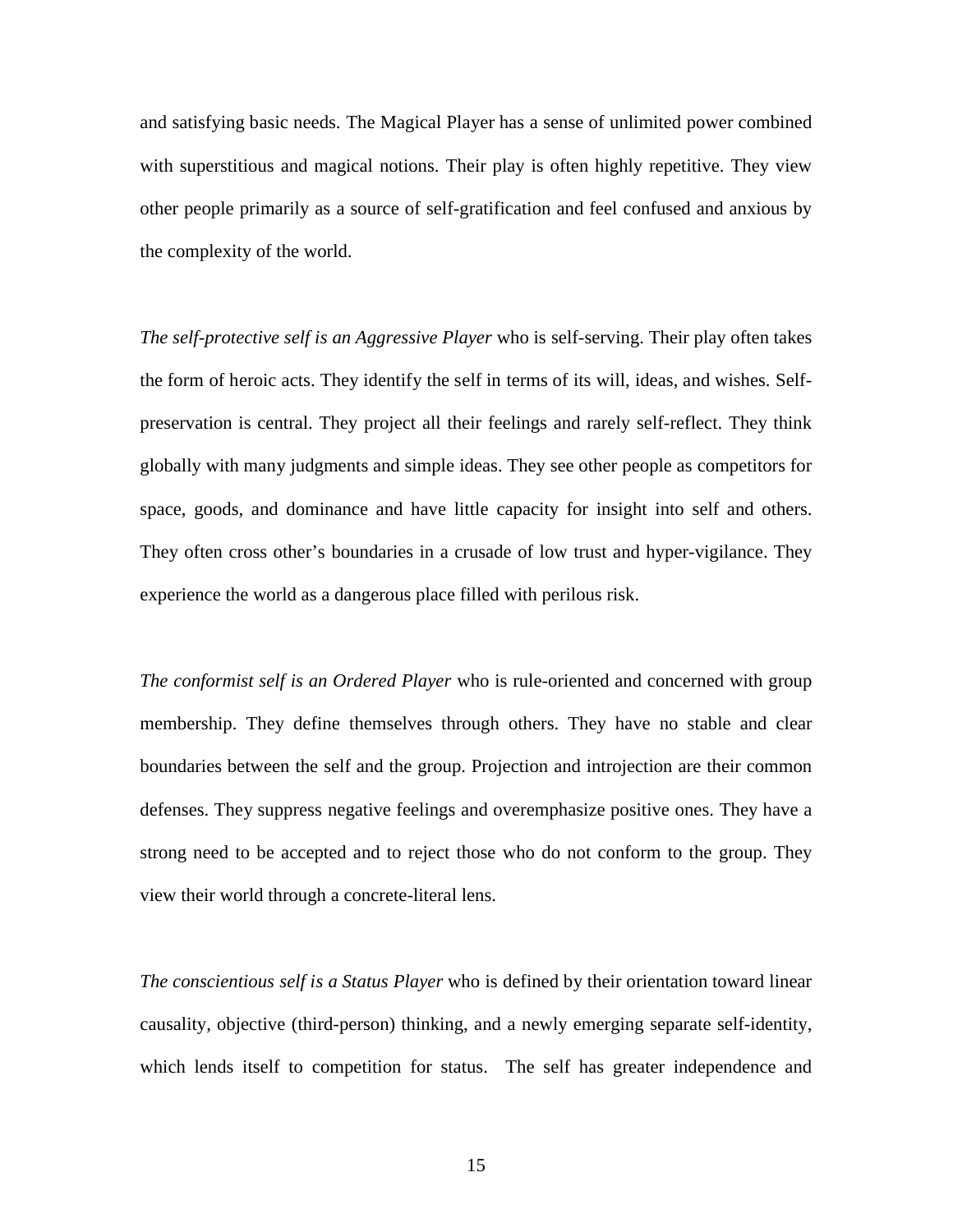and satisfying basic needs. The Magical Player has a sense of unlimited power combined with superstitious and magical notions. Their play is often highly repetitive. They view other people primarily as a source of self-gratification and feel confused and anxious by the complexity of the world.

*The self-protective self is an Aggressive Player* who is self-serving. Their play often takes the form of heroic acts. They identify the self in terms of its will, ideas, and wishes. Self-preservation is central. They project all their feelings and rarely self-reflect. They think globally with many judgments and simple ideas. They see other people as competitors for space, goods, and dominance and have little capacity for insight into self and others. They often cross other's boundaries in a crusade of low trust and hyper-vigilance. They experience the world as a dangerous place filled with perilous risk.

*The conformist self is an Ordered Player* who is rule-oriented and concerned with group membership. They define themselves through others. They have no stable and clear boundaries between the self and the group. Projection and introjection are their common defenses. They suppress negative feelings and overemphasize positive ones. They have a strong need to be accepted and to reject those who do not conform to the group. They view their world through a concrete-literal lens.

*The conscientious self is a Status Player* who is defined by their orientation toward linear causality, objective (third-person) thinking, and a newly emerging separate self-identity, which lends itself to competition for status. The self has greater independence and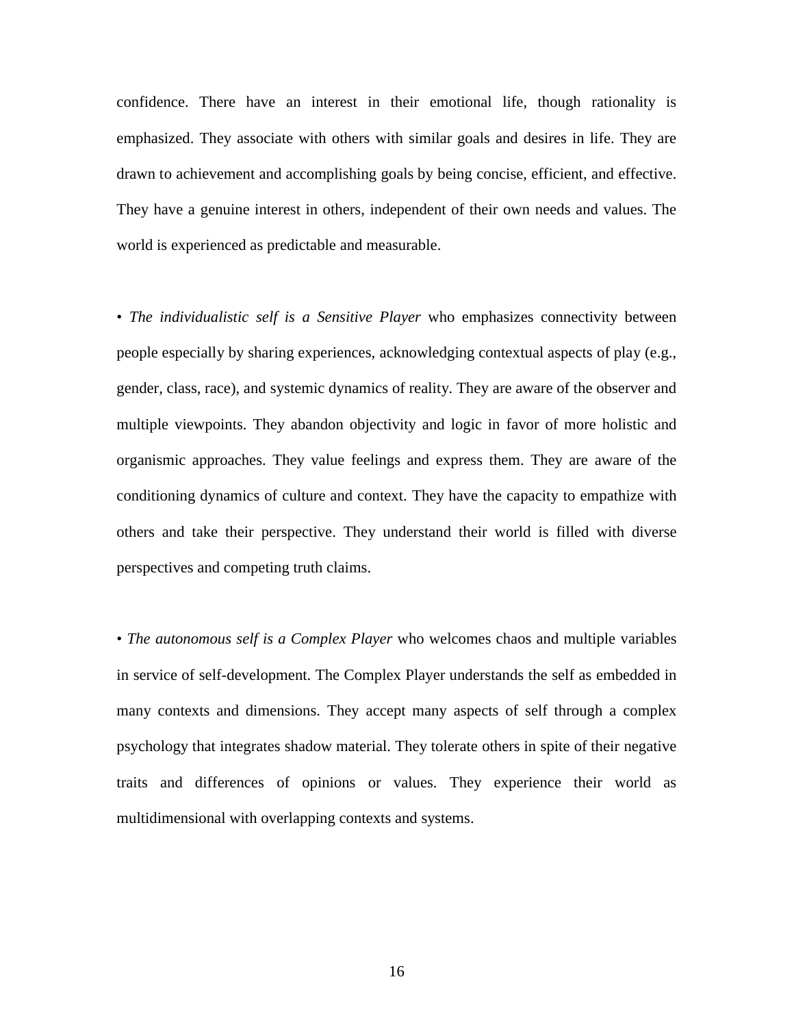confidence. There have an interest in their emotional life, though rationality is emphasized. They associate with others with similar goals and desires in life. They are drawn to achievement and accomplishing goals by being concise, efficient, and effective. They have a genuine interest in others, independent of their own needs and values. The world is experienced as predictable and measurable.

• *The individualistic self is a Sensitive Player* who emphasizes connectivity between people especially by sharing experiences, acknowledging contextual aspects of play (e.g., gender, class, race), and systemic dynamics of reality. They are aware of the observer and multiple viewpoints. They abandon objectivity and logic in favor of more holistic and organismic approaches. They value feelings and express them. They are aware of the conditioning dynamics of culture and context. They have the capacity to empathize with others and take their perspective. They understand their world is filled with diverse perspectives and competing truth claims.

• *The autonomous self is a Complex Player* who welcomes chaos and multiple variables in service of self-development. The Complex Player understands the self as embedded in many contexts and dimensions. They accept many aspects of self through a complex psychology that integrates shadow material. They tolerate others in spite of their negative traits and differences of opinions or values. They experience their world as multidimensional with overlapping contexts and systems.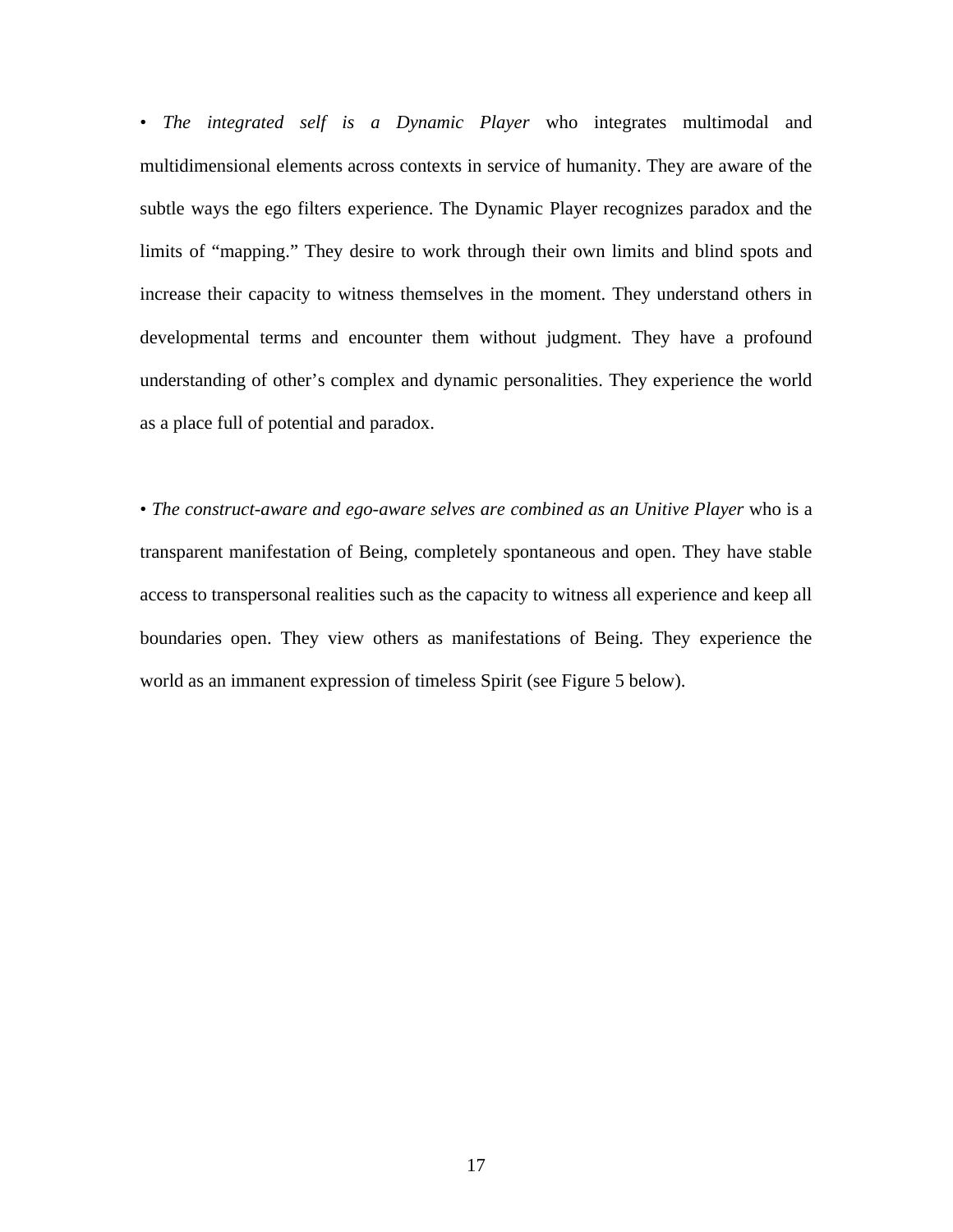• *The integrated self is a Dynamic Player* who integrates multimodal and multidimensional elements across contexts in service of humanity. They are aware of the subtle ways the ego filters experience. The Dynamic Player recognizes paradox and the limits of "mapping." They desire to work through their own limits and blind spots and increase their capacity to witness themselves in the moment. They understand others in developmental terms and encounter them without judgment. They have a profound understanding of other's complex and dynamic personalities. They experience the world as a place full of potential and paradox.

• *The construct-aware and ego-aware selves are combined as an Unitive Player* who is a transparent manifestation of Being, completely spontaneous and open. They have stable access to transpersonal realities such as the capacity to witness all experience and keep all boundaries open. They view others as manifestations of Being. They experience the world as an immanent expression of timeless Spirit (see Figure 5 below).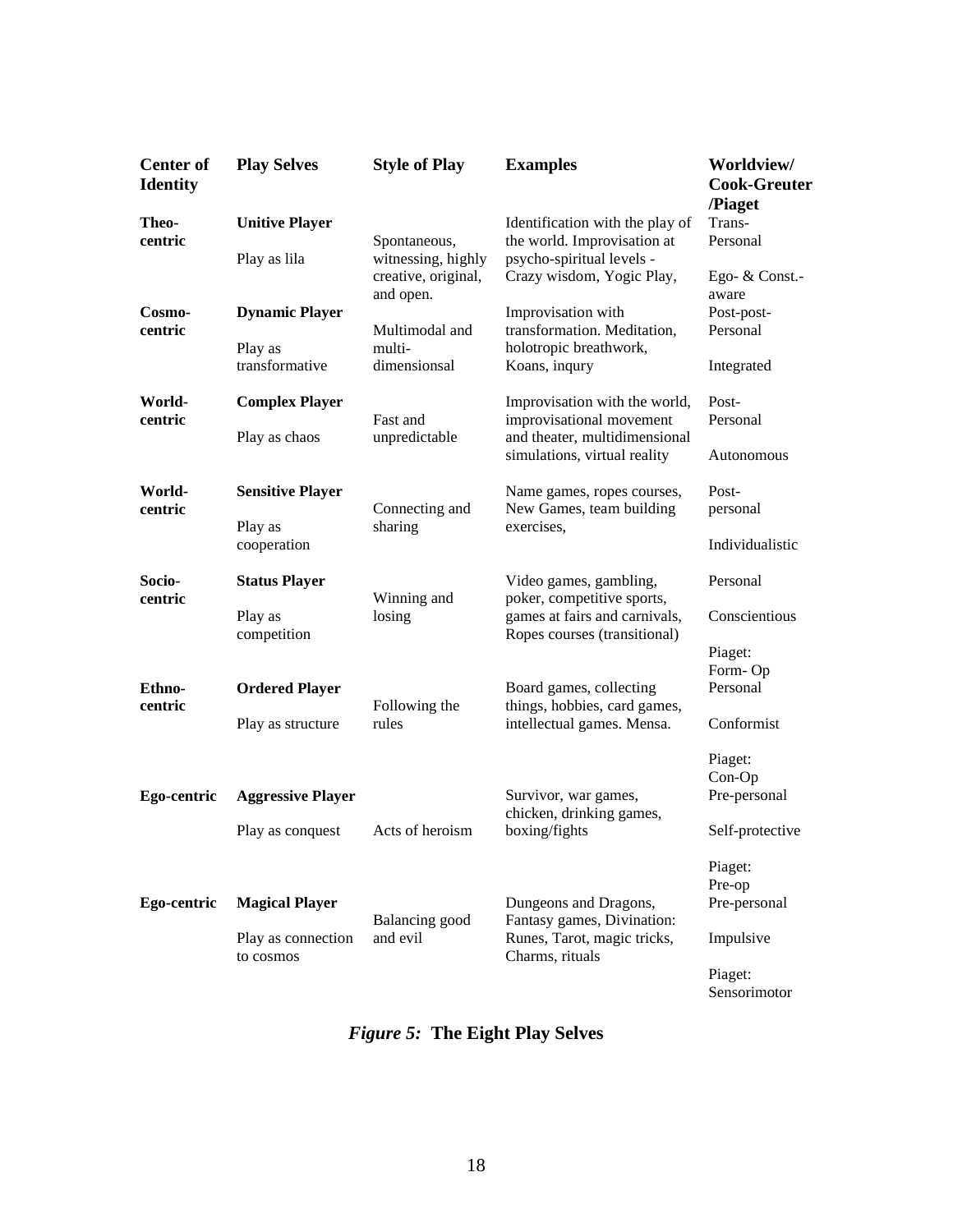| Center of Identity | Play Selves | Style of Play | Examples | Worldview/ Cook-Greuter /Piaget |
|---|---|---|---|---|
| **Theo-centric** | **Unitive Player**<br><br>Play as lila | Spontaneous, witnessing, highly creative, original, and open. | Identification with the play of the world. Improvisation at psycho-spiritual levels - Crazy wisdom, Yogic Play, | Trans-Personal<br><br>Ego- & Const.-aware |
| **Cosmo-centric** | **Dynamic Player**<br><br>Play as transformative | Multimodal and multi-dimensionsal | Improvisation with transformation. Meditation, holotropic breathwork, Koans, inqury | Post-post-Personal<br><br>Integrated |
| **World-centric** | **Complex Player**<br><br>Play as chaos | Fast and unpredictable | Improvisation with the world, improvisational movement and theater, multidimensional simulations, virtual reality | Post-Personal<br><br>Autonomous |
| **World-centric** | **Sensitive Player**<br><br>Play as cooperation | Connecting and sharing | Name games, ropes courses, New Games, team building exercises, | Post-personal<br><br>Individualistic |
| **Socio-centric** | **Status Player**<br><br>Play as competition | Winning and losing | Video games, gambling, poker, competitive sports, games at fairs and carnivals, Ropes courses (transitional) | Personal<br><br>Conscientious<br><br>Piaget: Form- Op |
| **Ethno-centric** | **Ordered Player**<br><br>Play as structure | Following the rules | Board games, collecting things, hobbies, card games, intellectual games. Mensa. | Personal<br><br>Conformist<br><br>Piaget: Con-Op |
| **Ego-centric** | **Aggressive Player**<br><br>Play as conquest | Acts of heroism | Survivor, war games, chicken, drinking games, boxing/fights | Pre-personal<br><br>Self-protective<br><br>Piaget: Pre-op |
| **Ego-centric** | **Magical Player**<br><br>Play as connection to cosmos | Balancing good and evil | Dungeons and Dragons, Fantasy games, Divination: Runes, Tarot, magic tricks, Charms, rituals | Pre-personal<br><br>Impulsive<br><br>Piaget: Sensorimotor |

***Figure 5:*** **The Eight Play Selves**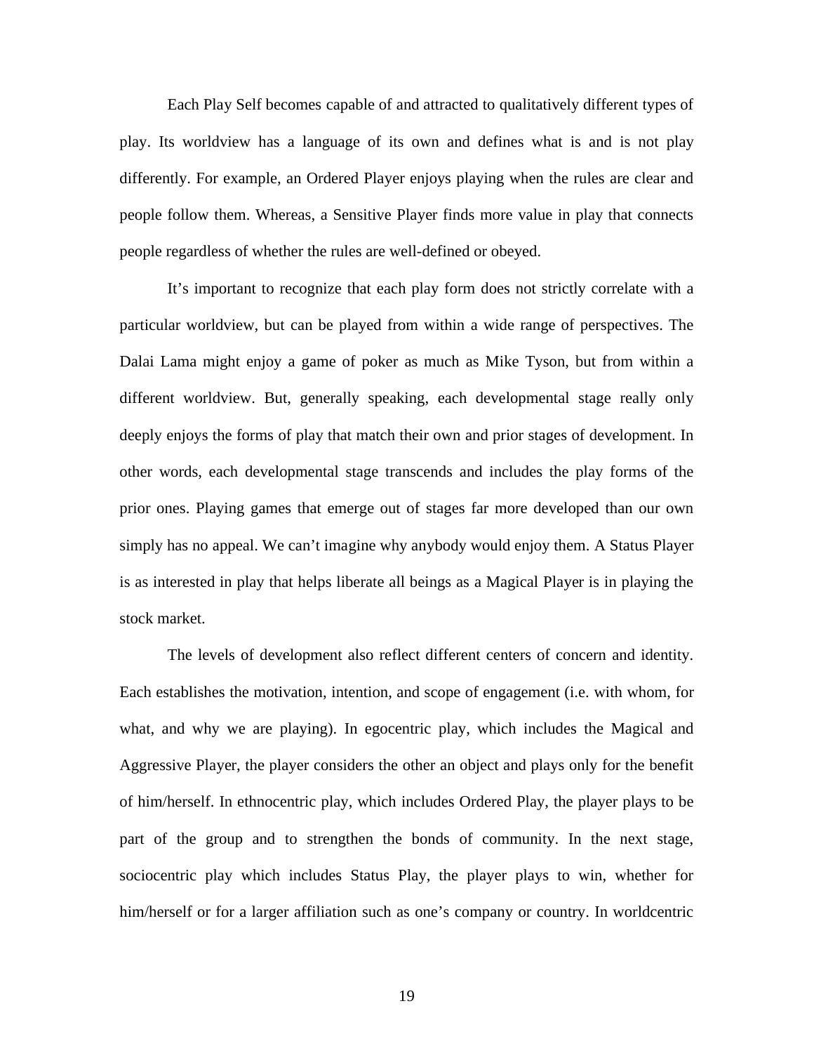Each Play Self becomes capable of and attracted to qualitatively different types of play. Its worldview has a language of its own and defines what is and is not play differently. For example, an Ordered Player enjoys playing when the rules are clear and people follow them. Whereas, a Sensitive Player finds more value in play that connects people regardless of whether the rules are well-defined or obeyed.

It's important to recognize that each play form does not strictly correlate with a particular worldview, but can be played from within a wide range of perspectives. The Dalai Lama might enjoy a game of poker as much as Mike Tyson, but from within a different worldview. But, generally speaking, each developmental stage really only deeply enjoys the forms of play that match their own and prior stages of development. In other words, each developmental stage transcends and includes the play forms of the prior ones. Playing games that emerge out of stages far more developed than our own simply has no appeal. We can't imagine why anybody would enjoy them. A Status Player is as interested in play that helps liberate all beings as a Magical Player is in playing the stock market.

The levels of development also reflect different centers of concern and identity. Each establishes the motivation, intention, and scope of engagement (i.e. with whom, for what, and why we are playing). In egocentric play, which includes the Magical and Aggressive Player, the player considers the other an object and plays only for the benefit of him/herself. In ethnocentric play, which includes Ordered Play, the player plays to be part of the group and to strengthen the bonds of community. In the next stage, sociocentric play which includes Status Play, the player plays to win, whether for him/herself or for a larger affiliation such as one's company or country. In worldcentric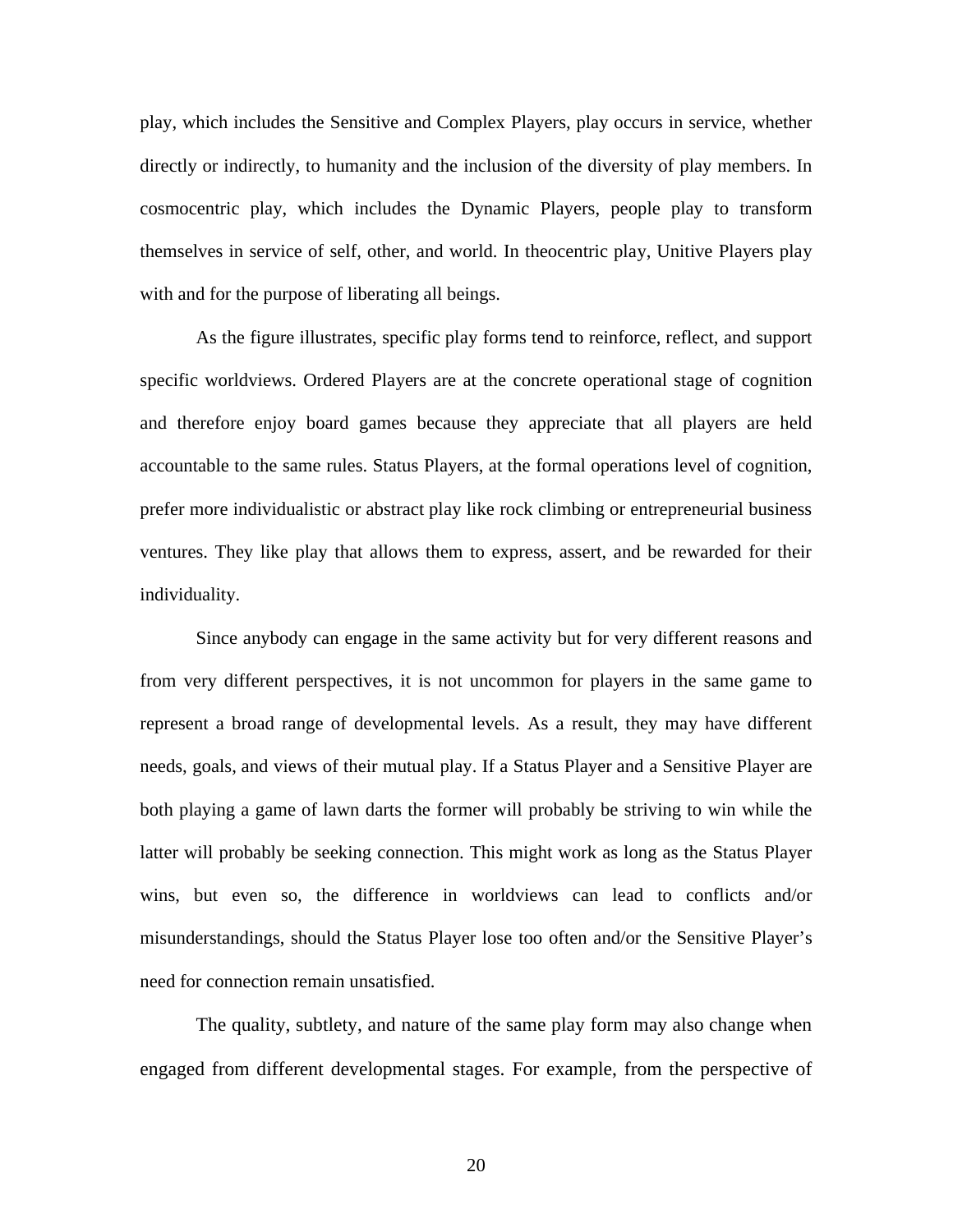play, which includes the Sensitive and Complex Players, play occurs in service, whether directly or indirectly, to humanity and the inclusion of the diversity of play members. In cosmocentric play, which includes the Dynamic Players, people play to transform themselves in service of self, other, and world. In theocentric play, Unitive Players play with and for the purpose of liberating all beings.

As the figure illustrates, specific play forms tend to reinforce, reflect, and support specific worldviews. Ordered Players are at the concrete operational stage of cognition and therefore enjoy board games because they appreciate that all players are held accountable to the same rules. Status Players, at the formal operations level of cognition, prefer more individualistic or abstract play like rock climbing or entrepreneurial business ventures. They like play that allows them to express, assert, and be rewarded for their individuality.

Since anybody can engage in the same activity but for very different reasons and from very different perspectives, it is not uncommon for players in the same game to represent a broad range of developmental levels. As a result, they may have different needs, goals, and views of their mutual play. If a Status Player and a Sensitive Player are both playing a game of lawn darts the former will probably be striving to win while the latter will probably be seeking connection. This might work as long as the Status Player wins, but even so, the difference in worldviews can lead to conflicts and/or misunderstandings, should the Status Player lose too often and/or the Sensitive Player's need for connection remain unsatisfied.

The quality, subtlety, and nature of the same play form may also change when engaged from different developmental stages. For example, from the perspective of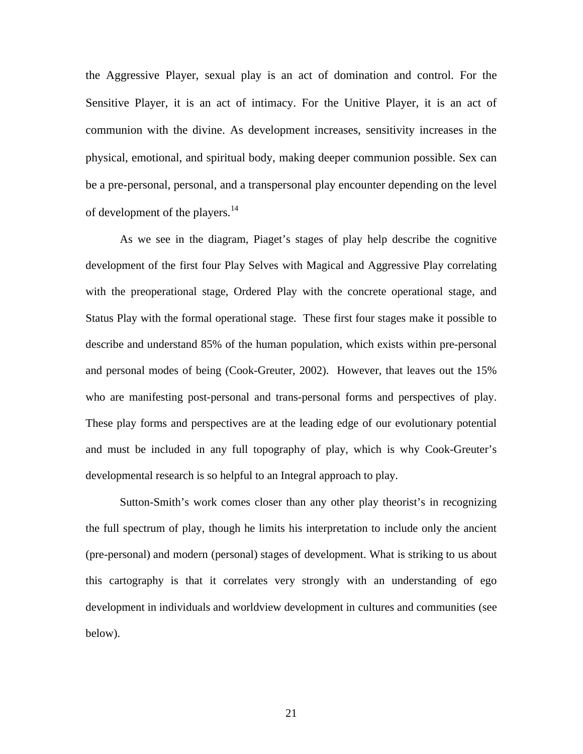the Aggressive Player, sexual play is an act of domination and control. For the Sensitive Player, it is an act of intimacy. For the Unitive Player, it is an act of communion with the divine. As development increases, sensitivity increases in the physical, emotional, and spiritual body, making deeper communion possible. Sex can be a pre-personal, personal, and a transpersonal play encounter depending on the level of development of the players.[14]

As we see in the diagram, Piaget's stages of play help describe the cognitive development of the first four Play Selves with Magical and Aggressive Play correlating with the preoperational stage, Ordered Play with the concrete operational stage, and Status Play with the formal operational stage. These first four stages make it possible to describe and understand 85% of the human population, which exists within pre-personal and personal modes of being (Cook-Greuter, 2002). However, that leaves out the 15% who are manifesting post-personal and trans-personal forms and perspectives of play. These play forms and perspectives are at the leading edge of our evolutionary potential and must be included in any full topography of play, which is why Cook-Greuter's developmental research is so helpful to an Integral approach to play.

Sutton-Smith's work comes closer than any other play theorist's in recognizing the full spectrum of play, though he limits his interpretation to include only the ancient (pre-personal) and modern (personal) stages of development. What is striking to us about this cartography is that it correlates very strongly with an understanding of ego development in individuals and worldview development in cultures and communities (see below).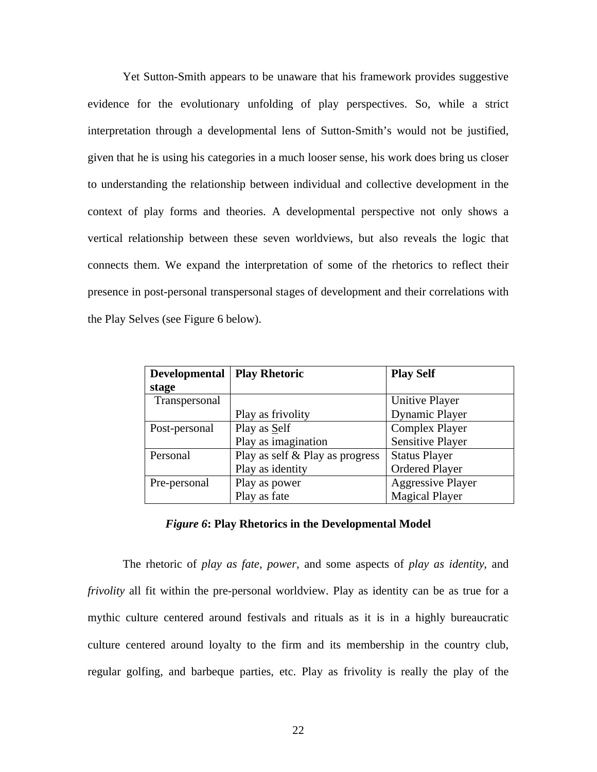Yet Sutton-Smith appears to be unaware that his framework provides suggestive evidence for the evolutionary unfolding of play perspectives. So, while a strict interpretation through a developmental lens of Sutton-Smith's would not be justified, given that he is using his categories in a much looser sense, his work does bring us closer to understanding the relationship between individual and collective development in the context of play forms and theories. A developmental perspective not only shows a vertical relationship between these seven worldviews, but also reveals the logic that connects them. We expand the interpretation of some of the rhetorics to reflect their presence in post-personal transpersonal stages of development and their correlations with the Play Selves (see Figure 6 below).

| **Developmental stage** | **Play Rhetoric** | **Play Self** |
|---|---|---|
| Transpersonal | <br>Play as frivolity | Unitive Player<br>Dynamic Player |
| Post-personal | Play as Self<br>Play as imagination | Complex Player<br>Sensitive Player |
| Personal | Play as self & Play as progress<br>Play as identity | Status Player<br>Ordered Player |
| Pre-personal | Play as power<br>Play as fate | Aggressive Player<br>Magical Player |

***Figure 6*: Play Rhetorics in the Developmental Model**

The rhetoric of *play as fate, power,* and some aspects of *play as identity*, and *frivolity* all fit within the pre-personal worldview. Play as identity can be as true for a mythic culture centered around festivals and rituals as it is in a highly bureaucratic culture centered around loyalty to the firm and its membership in the country club, regular golfing, and barbeque parties, etc. Play as frivolity is really the play of the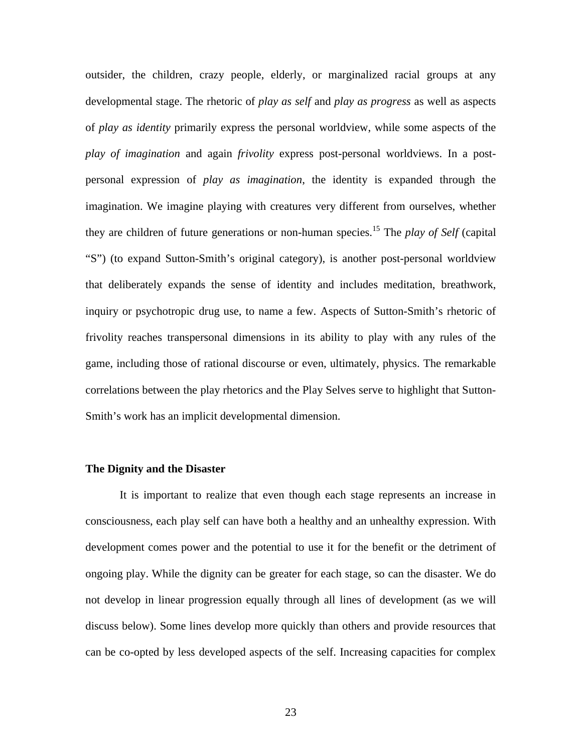outsider, the children, crazy people, elderly, or marginalized racial groups at any developmental stage. The rhetoric of *play as self* and *play as progress* as well as aspects of *play as identity* primarily express the personal worldview, while some aspects of the *play of imagination* and again *frivolity* express post-personal worldviews. In a post-personal expression of *play as imagination*, the identity is expanded through the imagination. We imagine playing with creatures very different from ourselves, whether they are children of future generations or non-human species.[15] The *play of Self* (capital "S") (to expand Sutton-Smith's original category), is another post-personal worldview that deliberately expands the sense of identity and includes meditation, breathwork, inquiry or psychotropic drug use, to name a few. Aspects of Sutton-Smith's rhetoric of frivolity reaches transpersonal dimensions in its ability to play with any rules of the game, including those of rational discourse or even, ultimately, physics. The remarkable correlations between the play rhetorics and the Play Selves serve to highlight that Sutton-Smith's work has an implicit developmental dimension.

**The Dignity and the Disaster**

It is important to realize that even though each stage represents an increase in consciousness, each play self can have both a healthy and an unhealthy expression. With development comes power and the potential to use it for the benefit or the detriment of ongoing play. While the dignity can be greater for each stage, so can the disaster. We do not develop in linear progression equally through all lines of development (as we will discuss below). Some lines develop more quickly than others and provide resources that can be co-opted by less developed aspects of the self. Increasing capacities for complex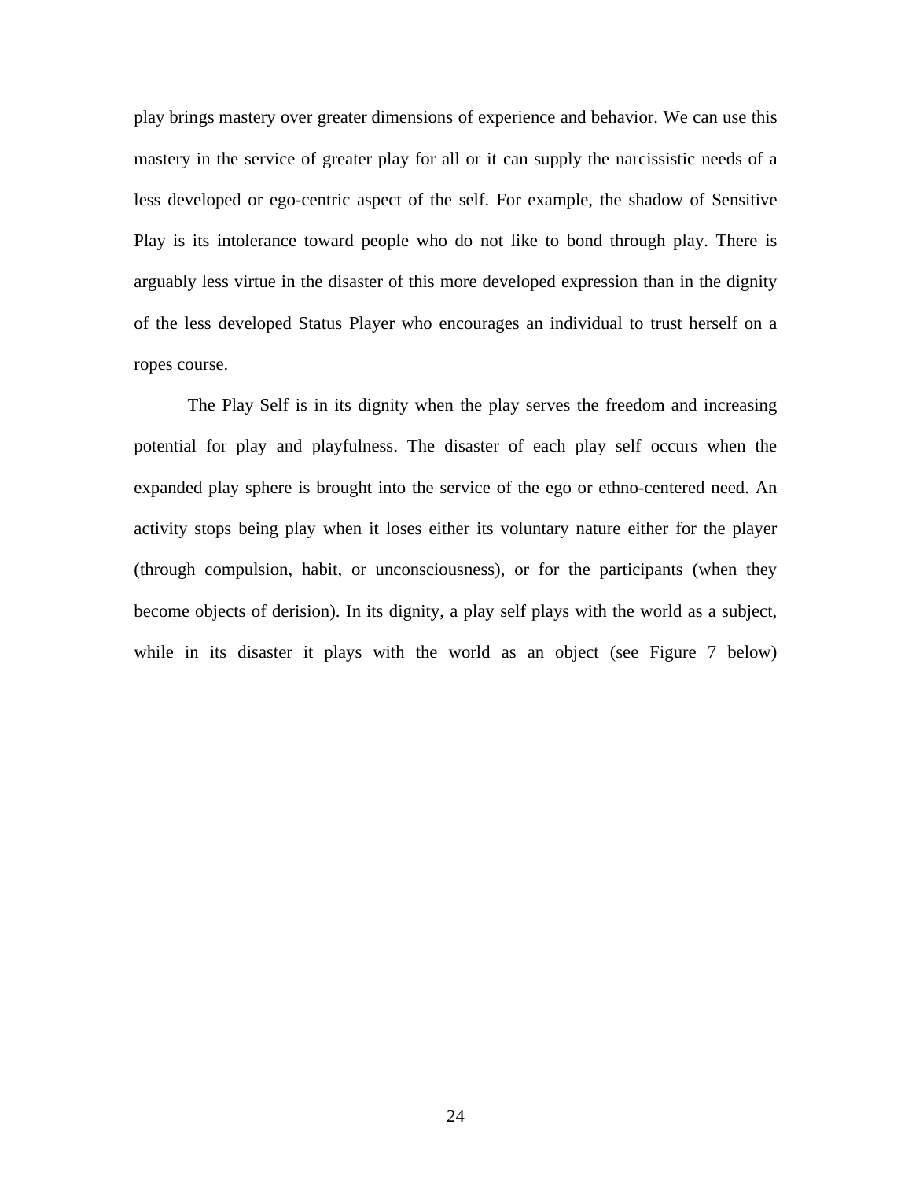play brings mastery over greater dimensions of experience and behavior. We can use this mastery in the service of greater play for all or it can supply the narcissistic needs of a less developed or ego-centric aspect of the self. For example, the shadow of Sensitive Play is its intolerance toward people who do not like to bond through play. There is arguably less virtue in the disaster of this more developed expression than in the dignity of the less developed Status Player who encourages an individual to trust herself on a ropes course.

The Play Self is in its dignity when the play serves the freedom and increasing potential for play and playfulness. The disaster of each play self occurs when the expanded play sphere is brought into the service of the ego or ethno-centered need. An activity stops being play when it loses either its voluntary nature either for the player (through compulsion, habit, or unconsciousness), or for the participants (when they become objects of derision). In its dignity, a play self plays with the world as a subject, while in its disaster it plays with the world as an object (see Figure 7 below)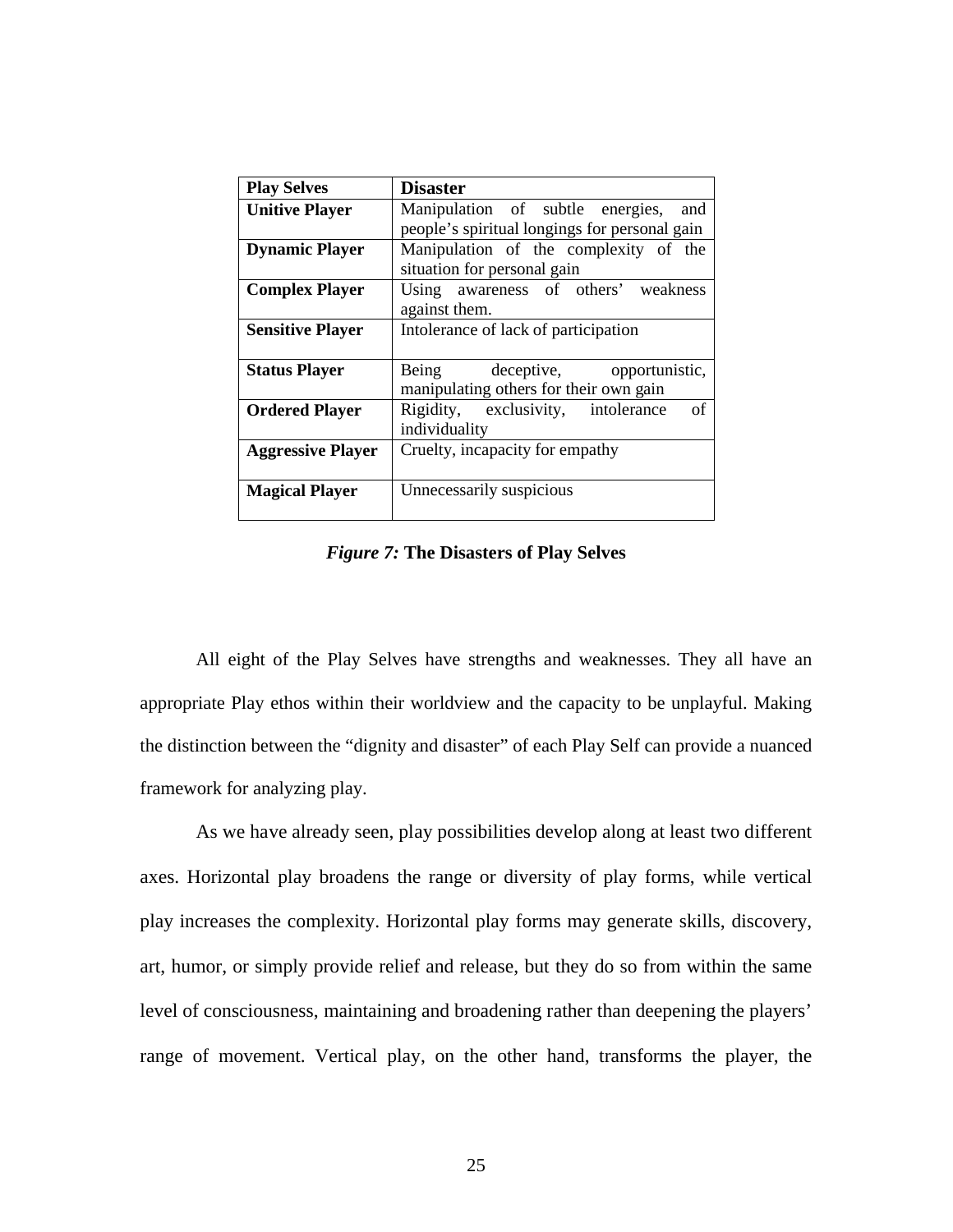| **Play Selves** | **Disaster** |
| --- | --- |
| **Unitive Player** | Manipulation of subtle energies, and people's spiritual longings for personal gain |
| **Dynamic Player** | Manipulation of the complexity of the situation for personal gain |
| **Complex Player** | Using awareness of others' weakness against them. |
| **Sensitive Player** | Intolerance of lack of participation |
| **Status Player** | Being deceptive, opportunistic, manipulating others for their own gain |
| **Ordered Player** | Rigidity, exclusivity, intolerance of individuality |
| **Aggressive Player** | Cruelty, incapacity for empathy |
| **Magical Player** | Unnecessarily suspicious |

***Figure 7:*** **The Disasters of Play Selves**

All eight of the Play Selves have strengths and weaknesses. They all have an appropriate Play ethos within their worldview and the capacity to be unplayful. Making the distinction between the "dignity and disaster" of each Play Self can provide a nuanced framework for analyzing play.

As we have already seen, play possibilities develop along at least two different axes. Horizontal play broadens the range or diversity of play forms, while vertical play increases the complexity. Horizontal play forms may generate skills, discovery, art, humor, or simply provide relief and release, but they do so from within the same level of consciousness, maintaining and broadening rather than deepening the players' range of movement. Vertical play, on the other hand, transforms the player, the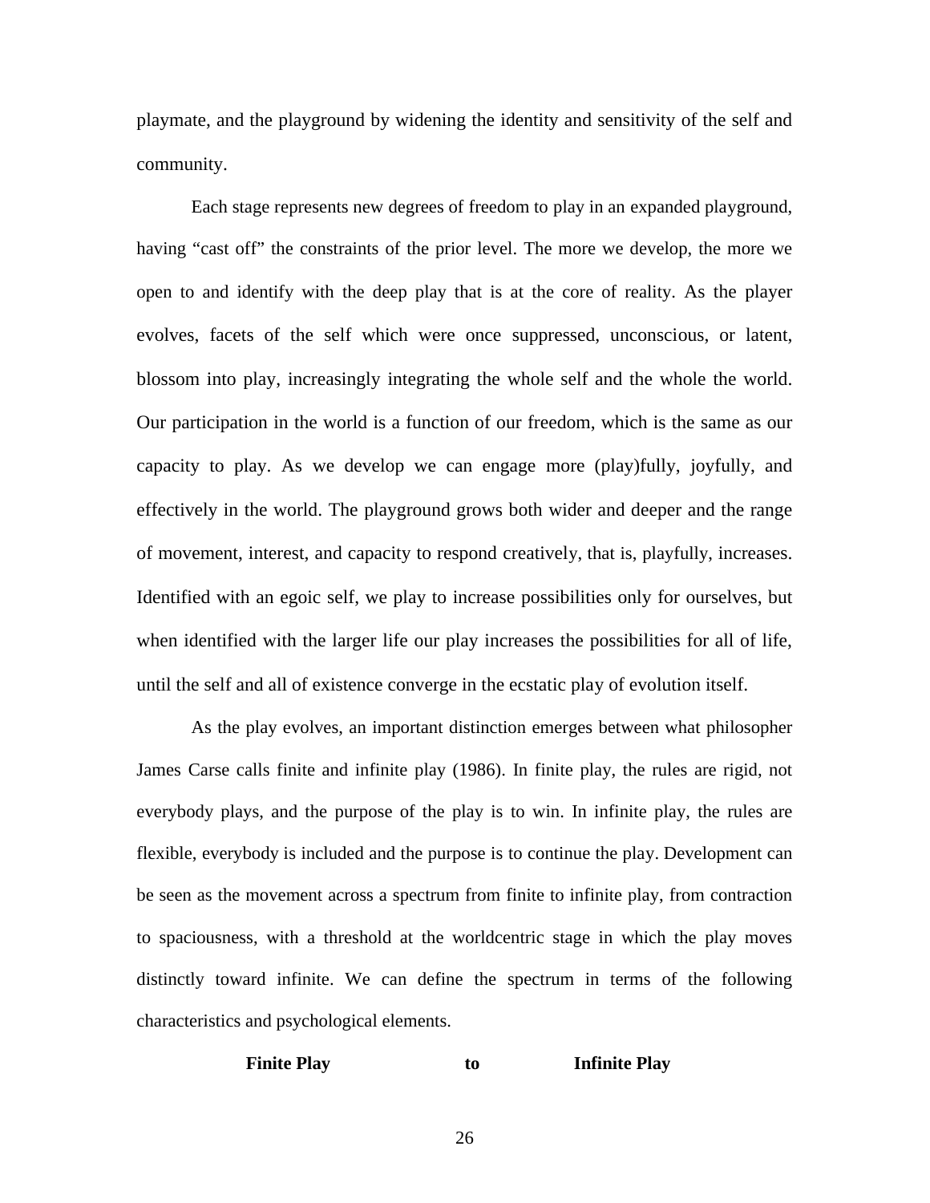playmate, and the playground by widening the identity and sensitivity of the self and community.

Each stage represents new degrees of freedom to play in an expanded playground, having "cast off" the constraints of the prior level. The more we develop, the more we open to and identify with the deep play that is at the core of reality. As the player evolves, facets of the self which were once suppressed, unconscious, or latent, blossom into play, increasingly integrating the whole self and the whole the world. Our participation in the world is a function of our freedom, which is the same as our capacity to play. As we develop we can engage more (play)fully, joyfully, and effectively in the world. The playground grows both wider and deeper and the range of movement, interest, and capacity to respond creatively, that is, playfully, increases. Identified with an egoic self, we play to increase possibilities only for ourselves, but when identified with the larger life our play increases the possibilities for all of life, until the self and all of existence converge in the ecstatic play of evolution itself.

As the play evolves, an important distinction emerges between what philosopher James Carse calls finite and infinite play (1986). In finite play, the rules are rigid, not everybody plays, and the purpose of the play is to win. In infinite play, the rules are flexible, everybody is included and the purpose is to continue the play. Development can be seen as the movement across a spectrum from finite to infinite play, from contraction to spaciousness, with a threshold at the worldcentric stage in which the play moves distinctly toward infinite. We can define the spectrum in terms of the following characteristics and psychological elements.

**Finite Play** **to** **Infinite Play**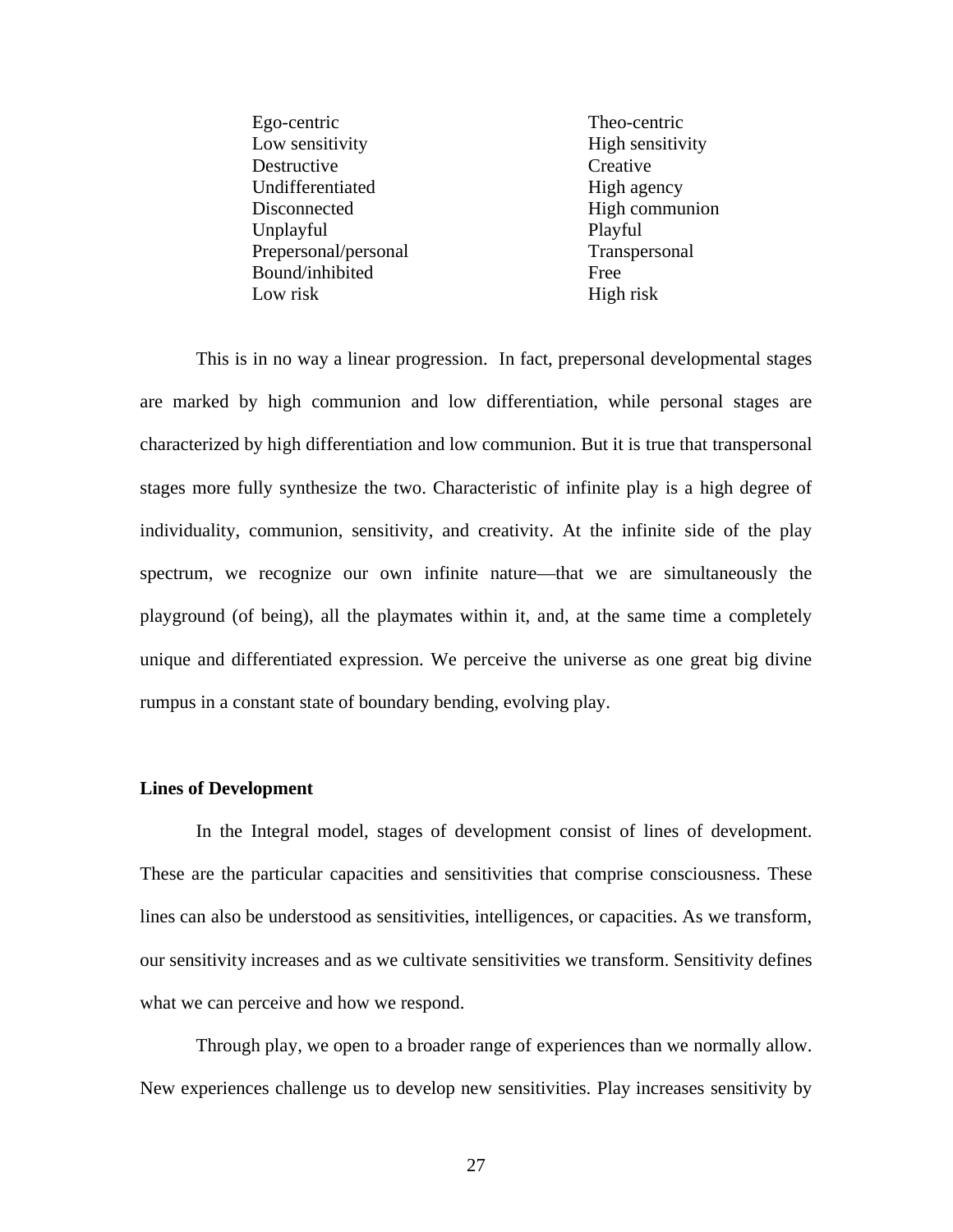| | |
|---|---|
| Ego-centric | Theo-centric |
| Low sensitivity | High sensitivity |
| Destructive | Creative |
| Undifferentiated | High agency |
| Disconnected | High communion |
| Unplayful | Playful |
| Prepersonal/personal | Transpersonal |
| Bound/inhibited | Free |
| Low risk | High risk |

This is in no way a linear progression. In fact, prepersonal developmental stages are marked by high communion and low differentiation, while personal stages are characterized by high differentiation and low communion. But it is true that transpersonal stages more fully synthesize the two. Characteristic of infinite play is a high degree of individuality, communion, sensitivity, and creativity. At the infinite side of the play spectrum, we recognize our own infinite nature—that we are simultaneously the playground (of being), all the playmates within it, and, at the same time a completely unique and differentiated expression. We perceive the universe as one great big divine rumpus in a constant state of boundary bending, evolving play.

**Lines of Development**

In the Integral model, stages of development consist of lines of development. These are the particular capacities and sensitivities that comprise consciousness. These lines can also be understood as sensitivities, intelligences, or capacities. As we transform, our sensitivity increases and as we cultivate sensitivities we transform. Sensitivity defines what we can perceive and how we respond.

Through play, we open to a broader range of experiences than we normally allow. New experiences challenge us to develop new sensitivities. Play increases sensitivity by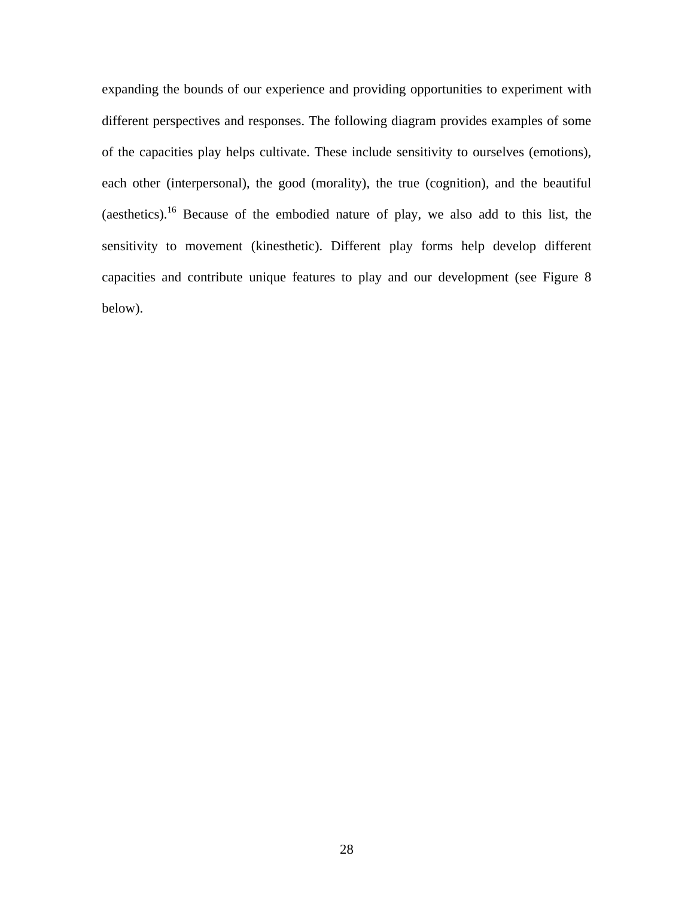expanding the bounds of our experience and providing opportunities to experiment with different perspectives and responses. The following diagram provides examples of some of the capacities play helps cultivate. These include sensitivity to ourselves (emotions), each other (interpersonal), the good (morality), the true (cognition), and the beautiful (aesthetics).[16] Because of the embodied nature of play, we also add to this list, the sensitivity to movement (kinesthetic). Different play forms help develop different capacities and contribute unique features to play and our development (see Figure 8 below).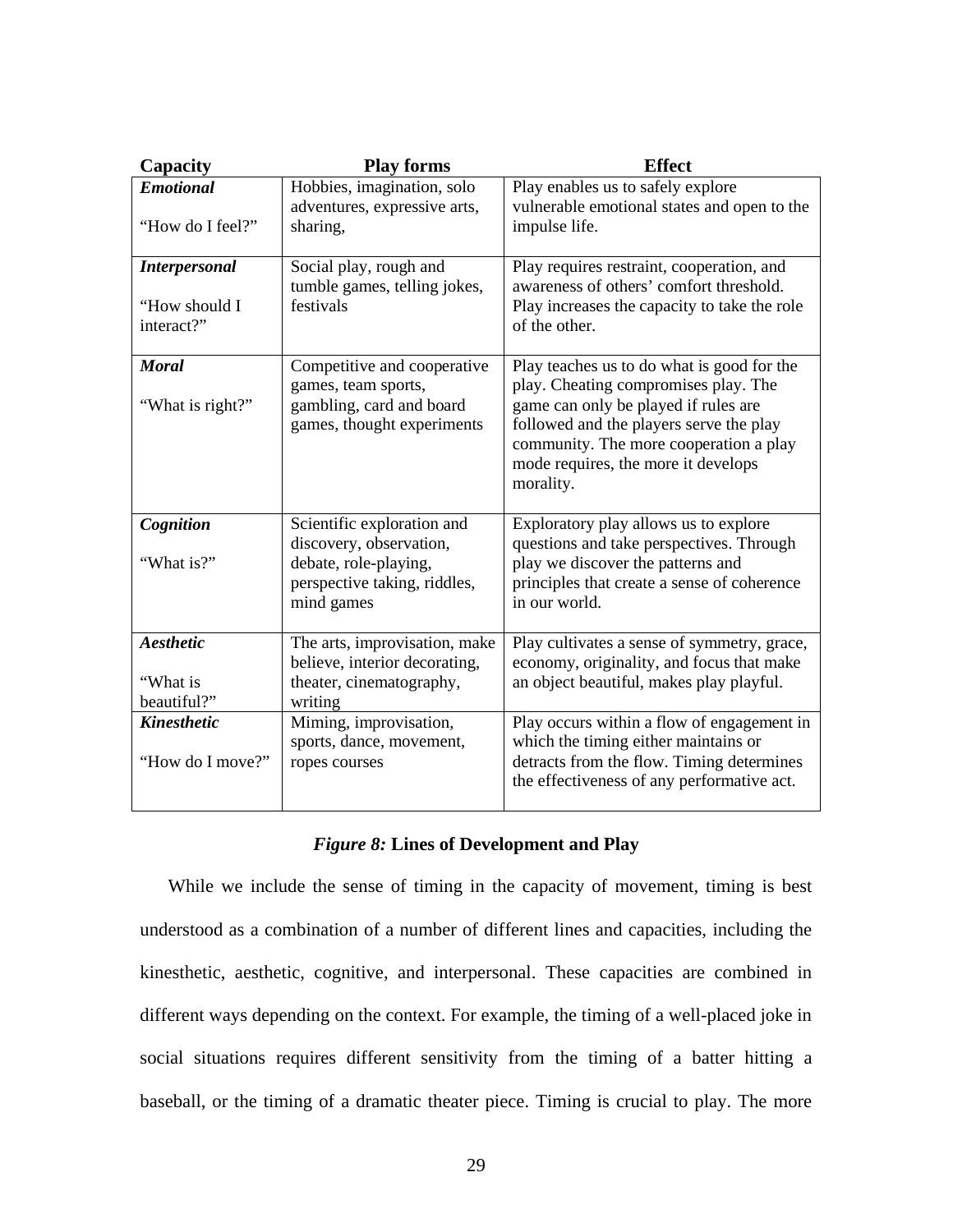| Capacity | Play forms | Effect |
|---|---|---|
| ***Emotional*** <br><br> “How do I feel?” | Hobbies, imagination, solo adventures, expressive arts, sharing, | Play enables us to safely explore vulnerable emotional states and open to the impulse life. |
| ***Interpersonal*** <br><br> “How should I interact?” | Social play, rough and tumble games, telling jokes, festivals | Play requires restraint, cooperation, and awareness of others’ comfort threshold. Play increases the capacity to take the role of the other. |
| ***Moral*** <br><br> “What is right?” | Competitive and cooperative games, team sports, gambling, card and board games, thought experiments | Play teaches us to do what is good for the play. Cheating compromises play. The game can only be played if rules are followed and the players serve the play community. The more cooperation a play mode requires, the more it develops morality. |
| ***Cognition*** <br><br> “What is?” | Scientific exploration and discovery, observation, debate, role-playing, perspective taking, riddles, mind games | Exploratory play allows us to explore questions and take perspectives. Through play we discover the patterns and principles that create a sense of coherence in our world. |
| ***Aesthetic*** <br><br> “What is beautiful?” | The arts, improvisation, make believe, interior decorating, theater, cinematography, writing | Play cultivates a sense of symmetry, grace, economy, originality, and focus that make an object beautiful, makes play playful. |
| ***Kinesthetic*** <br><br> “How do I move?” | Miming, improvisation, sports, dance, movement, ropes courses | Play occurs within a flow of engagement in which the timing either maintains or detracts from the flow. Timing determines the effectiveness of any performative act. |

***Figure 8:*** **Lines of Development and Play**

While we include the sense of timing in the capacity of movement, timing is best understood as a combination of a number of different lines and capacities, including the kinesthetic, aesthetic, cognitive, and interpersonal. These capacities are combined in different ways depending on the context. For example, the timing of a well-placed joke in social situations requires different sensitivity from the timing of a batter hitting a baseball, or the timing of a dramatic theater piece. Timing is crucial to play. The more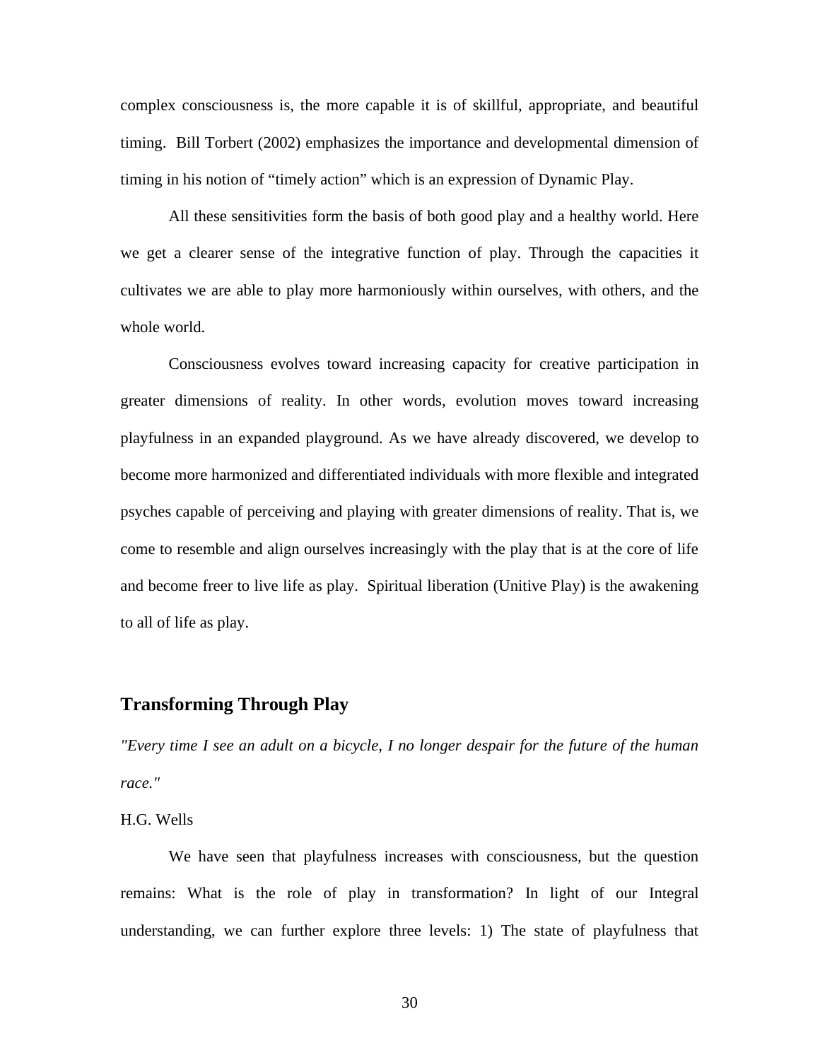complex consciousness is, the more capable it is of skillful, appropriate, and beautiful timing. Bill Torbert (2002) emphasizes the importance and developmental dimension of timing in his notion of "timely action" which is an expression of Dynamic Play.

All these sensitivities form the basis of both good play and a healthy world. Here we get a clearer sense of the integrative function of play. Through the capacities it cultivates we are able to play more harmoniously within ourselves, with others, and the whole world.

Consciousness evolves toward increasing capacity for creative participation in greater dimensions of reality. In other words, evolution moves toward increasing playfulness in an expanded playground. As we have already discovered, we develop to become more harmonized and differentiated individuals with more flexible and integrated psyches capable of perceiving and playing with greater dimensions of reality. That is, we come to resemble and align ourselves increasingly with the play that is at the core of life and become freer to live life as play. Spiritual liberation (Unitive Play) is the awakening to all of life as play.

## Transforming Through Play

*"Every time I see an adult on a bicycle, I no longer despair for the future of the human race."*

H.G. Wells

We have seen that playfulness increases with consciousness, but the question remains: What is the role of play in transformation? In light of our Integral understanding, we can further explore three levels: 1) The state of playfulness that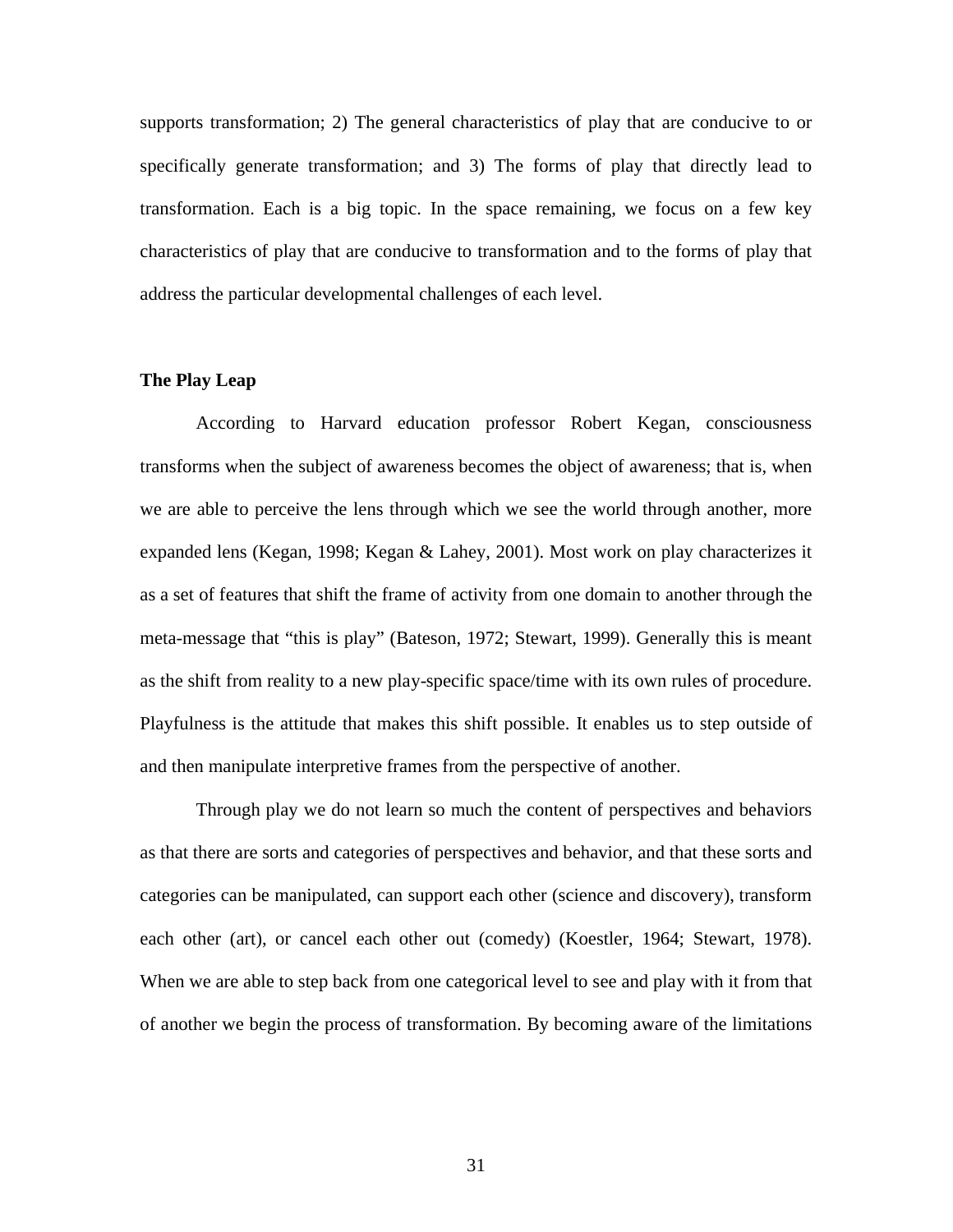supports transformation; 2) The general characteristics of play that are conducive to or specifically generate transformation; and 3) The forms of play that directly lead to transformation. Each is a big topic. In the space remaining, we focus on a few key characteristics of play that are conducive to transformation and to the forms of play that address the particular developmental challenges of each level.

**The Play Leap**

According to Harvard education professor Robert Kegan, consciousness transforms when the subject of awareness becomes the object of awareness; that is, when we are able to perceive the lens through which we see the world through another, more expanded lens (Kegan, 1998; Kegan & Lahey, 2001). Most work on play characterizes it as a set of features that shift the frame of activity from one domain to another through the meta-message that "this is play" (Bateson, 1972; Stewart, 1999). Generally this is meant as the shift from reality to a new play-specific space/time with its own rules of procedure. Playfulness is the attitude that makes this shift possible. It enables us to step outside of and then manipulate interpretive frames from the perspective of another.

Through play we do not learn so much the content of perspectives and behaviors as that there are sorts and categories of perspectives and behavior, and that these sorts and categories can be manipulated, can support each other (science and discovery), transform each other (art), or cancel each other out (comedy) (Koestler, 1964; Stewart, 1978). When we are able to step back from one categorical level to see and play with it from that of another we begin the process of transformation. By becoming aware of the limitations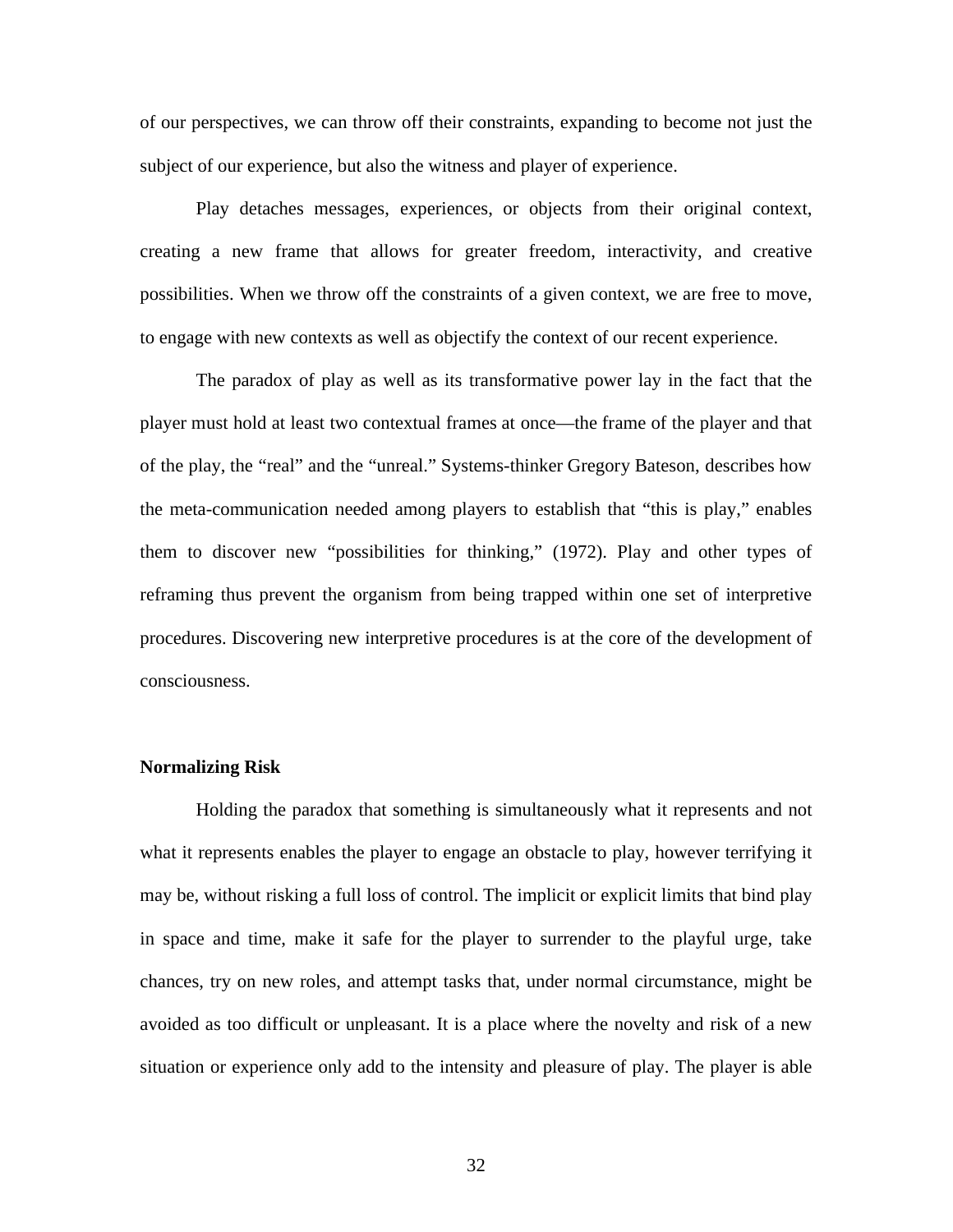of our perspectives, we can throw off their constraints, expanding to become not just the subject of our experience, but also the witness and player of experience.

Play detaches messages, experiences, or objects from their original context, creating a new frame that allows for greater freedom, interactivity, and creative possibilities. When we throw off the constraints of a given context, we are free to move, to engage with new contexts as well as objectify the context of our recent experience.

The paradox of play as well as its transformative power lay in the fact that the player must hold at least two contextual frames at once—the frame of the player and that of the play, the "real" and the "unreal." Systems-thinker Gregory Bateson, describes how the meta-communication needed among players to establish that "this is play," enables them to discover new "possibilities for thinking," (1972). Play and other types of reframing thus prevent the organism from being trapped within one set of interpretive procedures. Discovering new interpretive procedures is at the core of the development of consciousness.

**Normalizing Risk**

Holding the paradox that something is simultaneously what it represents and not what it represents enables the player to engage an obstacle to play, however terrifying it may be, without risking a full loss of control. The implicit or explicit limits that bind play in space and time, make it safe for the player to surrender to the playful urge, take chances, try on new roles, and attempt tasks that, under normal circumstance, might be avoided as too difficult or unpleasant. It is a place where the novelty and risk of a new situation or experience only add to the intensity and pleasure of play. The player is able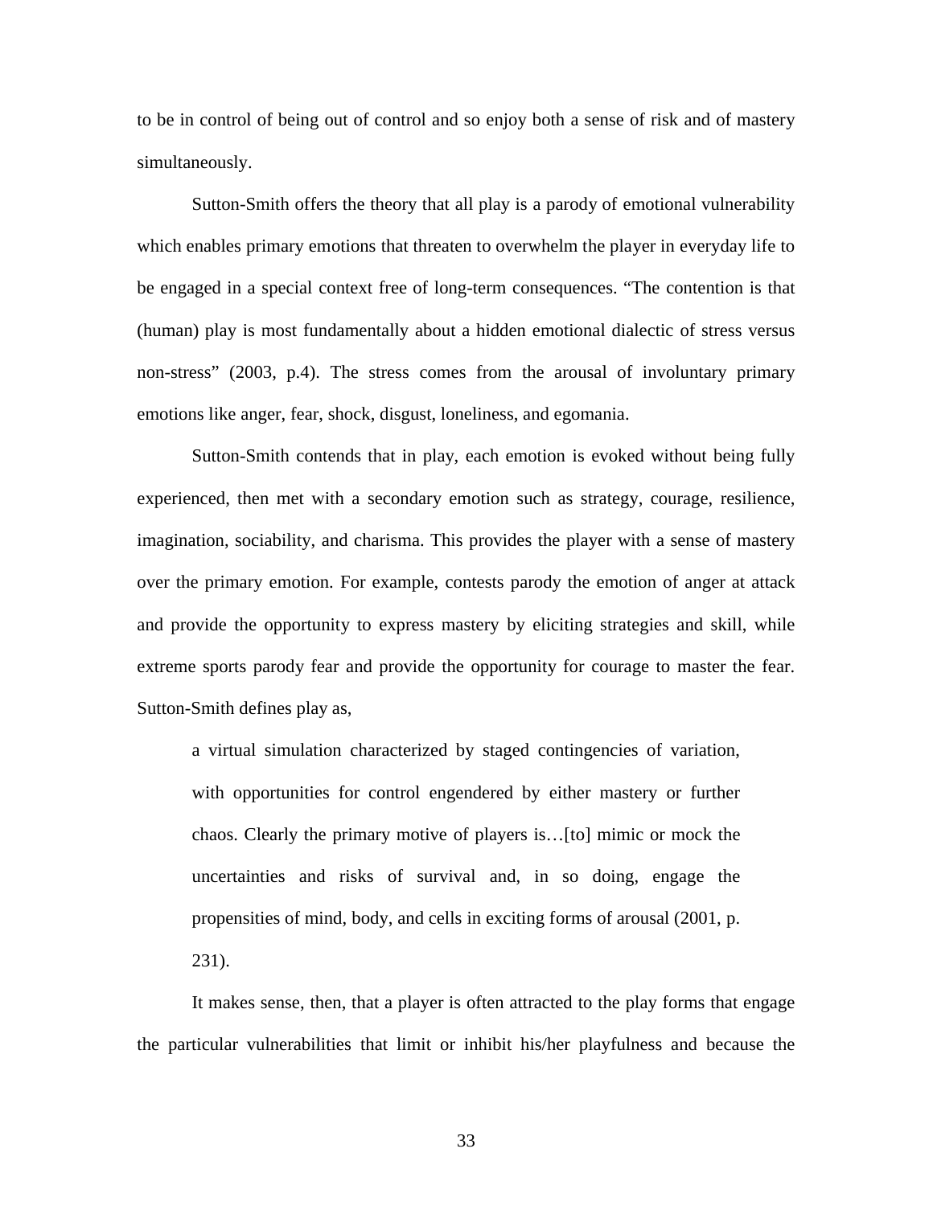to be in control of being out of control and so enjoy both a sense of risk and of mastery simultaneously.

Sutton-Smith offers the theory that all play is a parody of emotional vulnerability which enables primary emotions that threaten to overwhelm the player in everyday life to be engaged in a special context free of long-term consequences. "The contention is that (human) play is most fundamentally about a hidden emotional dialectic of stress versus non-stress" (2003, p.4). The stress comes from the arousal of involuntary primary emotions like anger, fear, shock, disgust, loneliness, and egomania.

Sutton-Smith contends that in play, each emotion is evoked without being fully experienced, then met with a secondary emotion such as strategy, courage, resilience, imagination, sociability, and charisma. This provides the player with a sense of mastery over the primary emotion. For example, contests parody the emotion of anger at attack and provide the opportunity to express mastery by eliciting strategies and skill, while extreme sports parody fear and provide the opportunity for courage to master the fear. Sutton-Smith defines play as,

> a virtual simulation characterized by staged contingencies of variation, with opportunities for control engendered by either mastery or further chaos. Clearly the primary motive of players is…[to] mimic or mock the uncertainties and risks of survival and, in so doing, engage the propensities of mind, body, and cells in exciting forms of arousal (2001, p. 231).

It makes sense, then, that a player is often attracted to the play forms that engage the particular vulnerabilities that limit or inhibit his/her playfulness and because the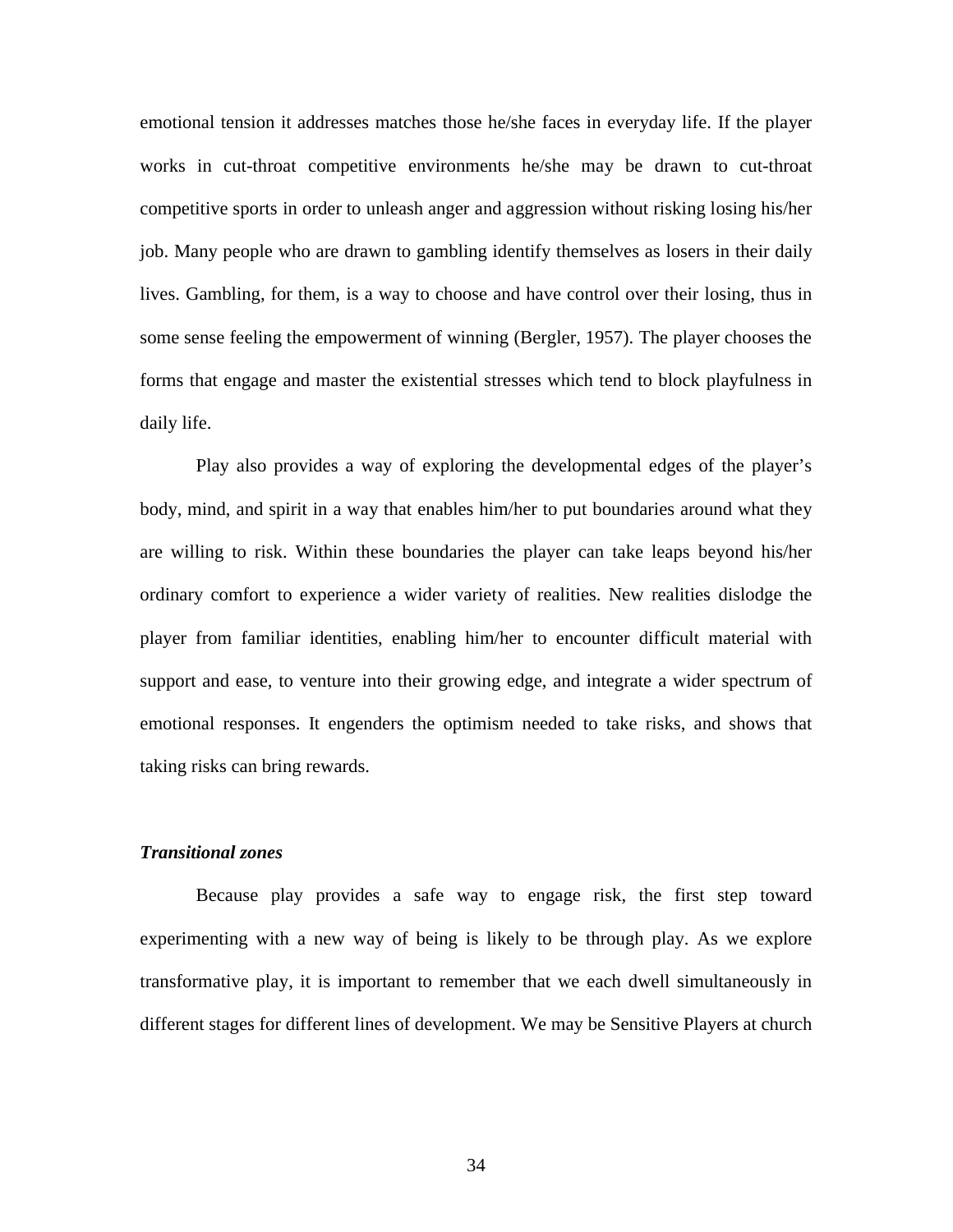emotional tension it addresses matches those he/she faces in everyday life. If the player works in cut-throat competitive environments he/she may be drawn to cut-throat competitive sports in order to unleash anger and aggression without risking losing his/her job. Many people who are drawn to gambling identify themselves as losers in their daily lives. Gambling, for them, is a way to choose and have control over their losing, thus in some sense feeling the empowerment of winning (Bergler, 1957). The player chooses the forms that engage and master the existential stresses which tend to block playfulness in daily life.

Play also provides a way of exploring the developmental edges of the player's body, mind, and spirit in a way that enables him/her to put boundaries around what they are willing to risk. Within these boundaries the player can take leaps beyond his/her ordinary comfort to experience a wider variety of realities. New realities dislodge the player from familiar identities, enabling him/her to encounter difficult material with support and ease, to venture into their growing edge, and integrate a wider spectrum of emotional responses. It engenders the optimism needed to take risks, and shows that taking risks can bring rewards.

### ***Transitional zones***

Because play provides a safe way to engage risk, the first step toward experimenting with a new way of being is likely to be through play. As we explore transformative play, it is important to remember that we each dwell simultaneously in different stages for different lines of development. We may be Sensitive Players at church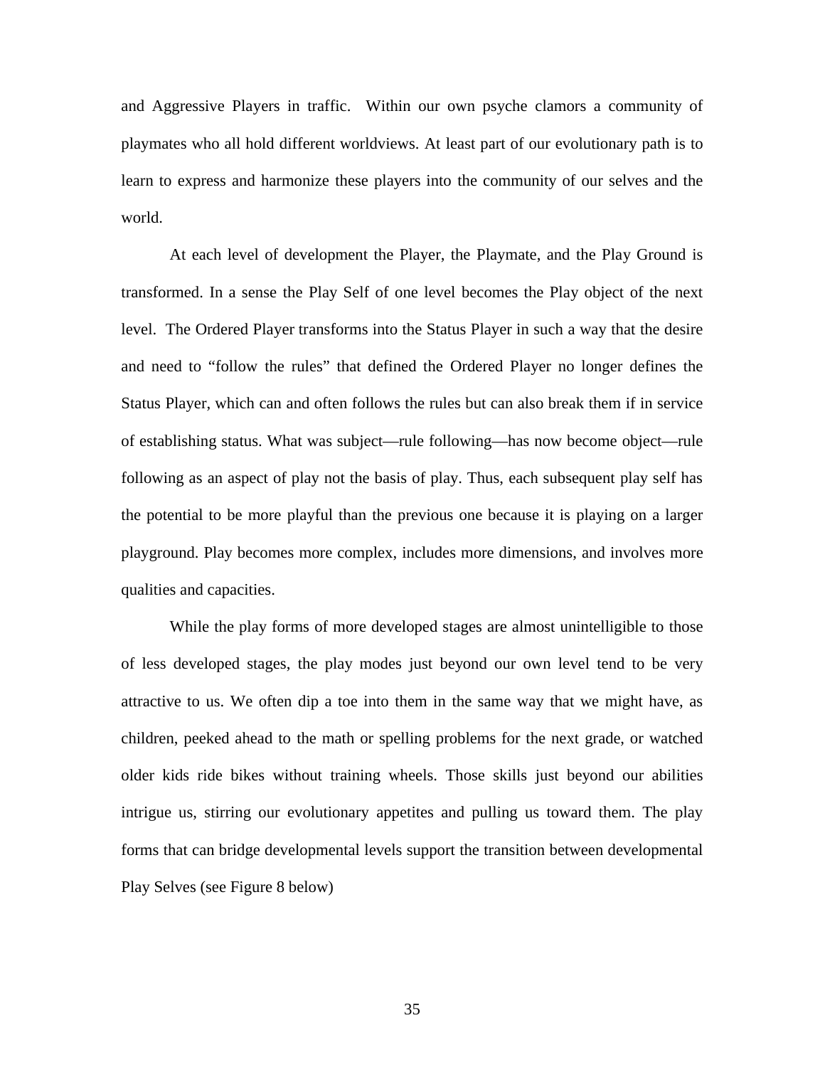and Aggressive Players in traffic. Within our own psyche clamors a community of playmates who all hold different worldviews. At least part of our evolutionary path is to learn to express and harmonize these players into the community of our selves and the world.

At each level of development the Player, the Playmate, and the Play Ground is transformed. In a sense the Play Self of one level becomes the Play object of the next level. The Ordered Player transforms into the Status Player in such a way that the desire and need to "follow the rules" that defined the Ordered Player no longer defines the Status Player, which can and often follows the rules but can also break them if in service of establishing status. What was subject—rule following—has now become object—rule following as an aspect of play not the basis of play. Thus, each subsequent play self has the potential to be more playful than the previous one because it is playing on a larger playground. Play becomes more complex, includes more dimensions, and involves more qualities and capacities.

While the play forms of more developed stages are almost unintelligible to those of less developed stages, the play modes just beyond our own level tend to be very attractive to us. We often dip a toe into them in the same way that we might have, as children, peeked ahead to the math or spelling problems for the next grade, or watched older kids ride bikes without training wheels. Those skills just beyond our abilities intrigue us, stirring our evolutionary appetites and pulling us toward them. The play forms that can bridge developmental levels support the transition between developmental Play Selves (see Figure 8 below)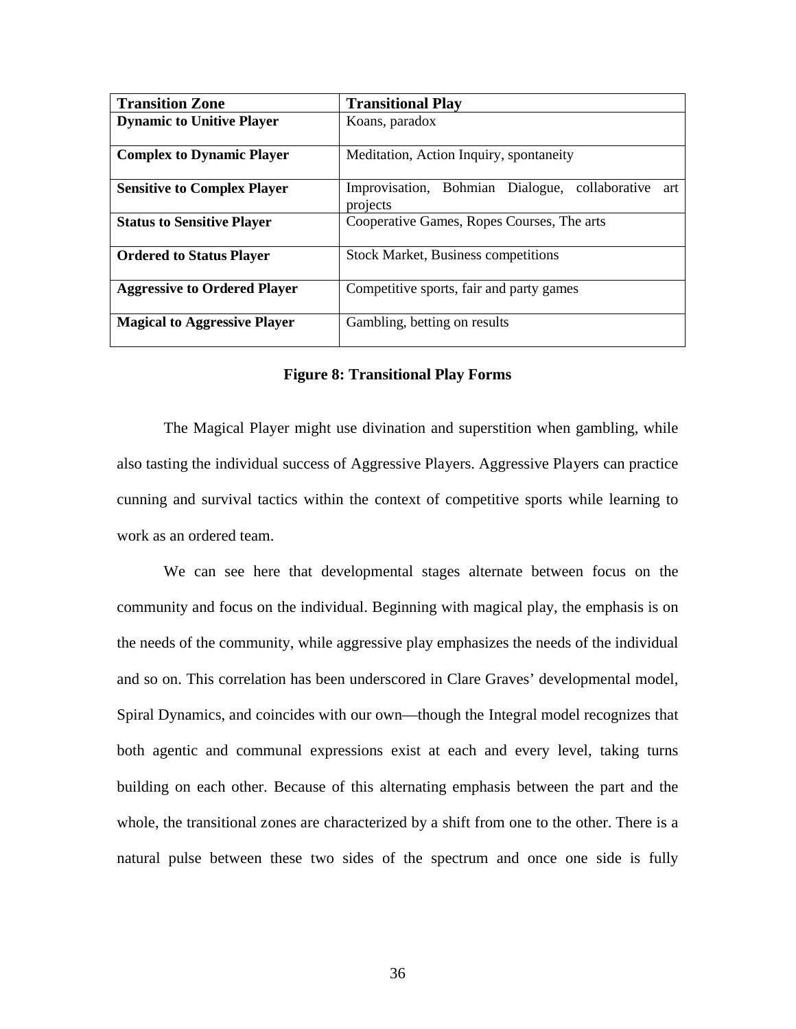| Transition Zone | Transitional Play |
|---|---|
| **Dynamic to Unitive Player** | Koans, paradox |
| **Complex to Dynamic Player** | Meditation, Action Inquiry, spontaneity |
| **Sensitive to Complex Player** | Improvisation, Bohmian Dialogue, collaborative art projects |
| **Status to Sensitive Player** | Cooperative Games, Ropes Courses, The arts |
| **Ordered to Status Player** | Stock Market, Business competitions |
| **Aggressive to Ordered Player** | Competitive sports, fair and party games |
| **Magical to Aggressive Player** | Gambling, betting on results |

**Figure 8: Transitional Play Forms**

The Magical Player might use divination and superstition when gambling, while also tasting the individual success of Aggressive Players. Aggressive Players can practice cunning and survival tactics within the context of competitive sports while learning to work as an ordered team.

We can see here that developmental stages alternate between focus on the community and focus on the individual. Beginning with magical play, the emphasis is on the needs of the community, while aggressive play emphasizes the needs of the individual and so on. This correlation has been underscored in Clare Graves' developmental model, Spiral Dynamics, and coincides with our own—though the Integral model recognizes that both agentic and communal expressions exist at each and every level, taking turns building on each other. Because of this alternating emphasis between the part and the whole, the transitional zones are characterized by a shift from one to the other. There is a natural pulse between these two sides of the spectrum and once one side is fully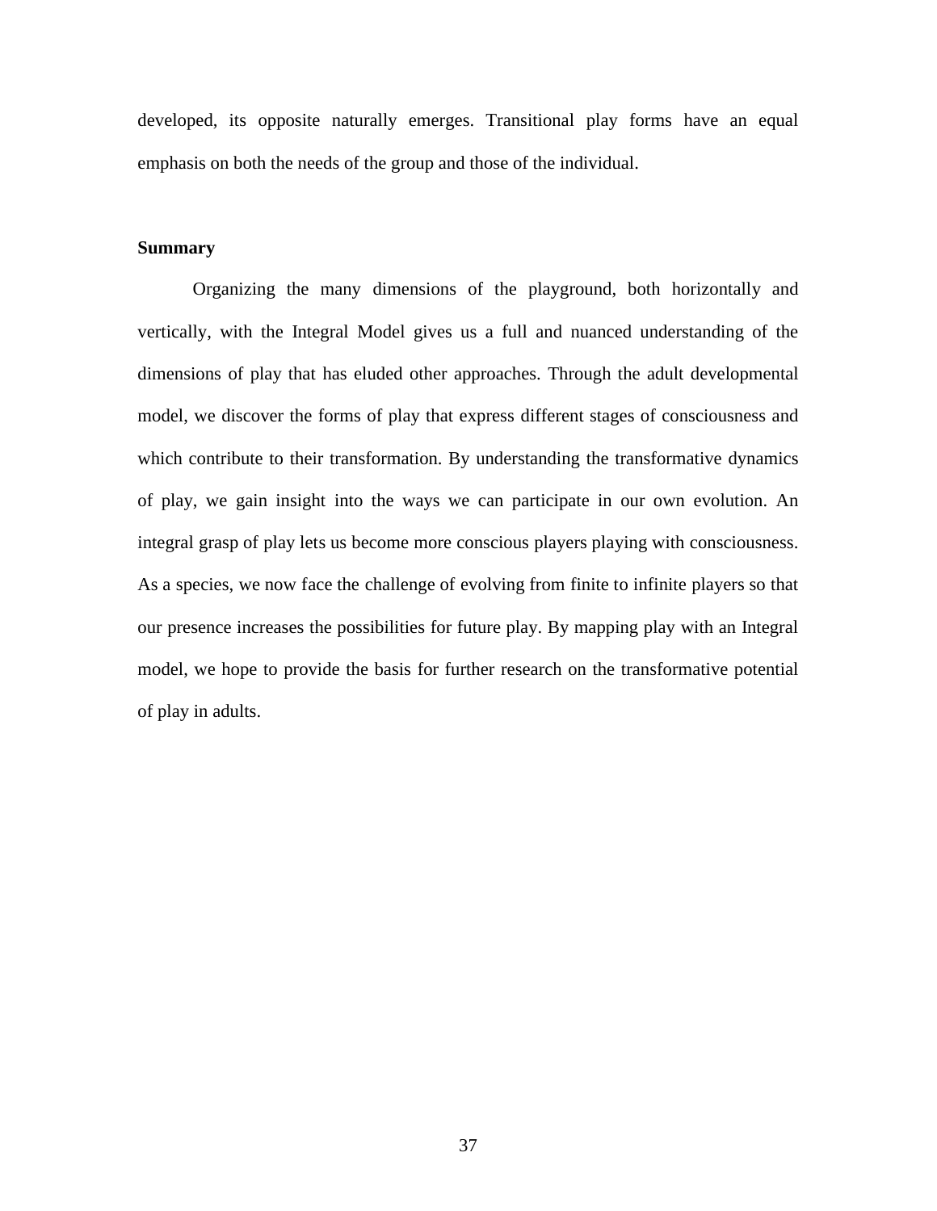developed, its opposite naturally emerges. Transitional play forms have an equal emphasis on both the needs of the group and those of the individual.

**Summary**

Organizing the many dimensions of the playground, both horizontally and vertically, with the Integral Model gives us a full and nuanced understanding of the dimensions of play that has eluded other approaches. Through the adult developmental model, we discover the forms of play that express different stages of consciousness and which contribute to their transformation. By understanding the transformative dynamics of play, we gain insight into the ways we can participate in our own evolution. An integral grasp of play lets us become more conscious players playing with consciousness. As a species, we now face the challenge of evolving from finite to infinite players so that our presence increases the possibilities for future play. By mapping play with an Integral model, we hope to provide the basis for further research on the transformative potential of play in adults.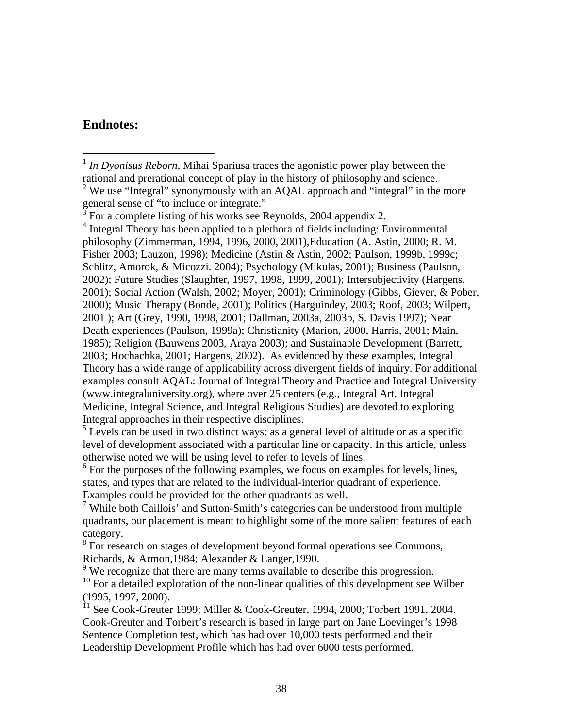## Endnotes:

[1] *In Dyonisus Reborn,* Mihai Spariusa traces the agonistic power play between the rational and prerational concept of play in the history of philosophy and science.

[2] We use "Integral" synonymously with an AQAL approach and "integral" in the more general sense of "to include or integrate."

[3] For a complete listing of his works see Reynolds, 2004 appendix 2.

[4] Integral Theory has been applied to a plethora of fields including: Environmental philosophy (Zimmerman, 1994, 1996, 2000, 2001),Education (A. Astin, 2000; R. M. Fisher 2003; Lauzon, 1998); Medicine (Astin & Astin, 2002; Paulson, 1999b, 1999c; Schlitz, Amorok, & Micozzi. 2004); Psychology (Mikulas, 2001); Business (Paulson, 2002); Future Studies (Slaughter, 1997, 1998, 1999, 2001); Intersubjectivity (Hargens, 2001); Social Action (Walsh, 2002; Moyer, 2001); Criminology (Gibbs, Giever, & Pober, 2000); Music Therapy (Bonde, 2001); Politics (Harguindey, 2003; Roof, 2003; Wilpert, 2001 ); Art (Grey, 1990, 1998, 2001; Dallman, 2003a, 2003b, S. Davis 1997); Near Death experiences (Paulson, 1999a); Christianity (Marion, 2000, Harris, 2001; Main, 1985); Religion (Bauwens 2003, Araya 2003); and Sustainable Development (Barrett, 2003; Hochachka, 2001; Hargens, 2002). As evidenced by these examples, Integral Theory has a wide range of applicability across divergent fields of inquiry. For additional examples consult AQAL: Journal of Integral Theory and Practice and Integral University (www.integraluniversity.org), where over 25 centers (e.g., Integral Art, Integral Medicine, Integral Science, and Integral Religious Studies) are devoted to exploring Integral approaches in their respective disciplines.

[5] Levels can be used in two distinct ways: as a general level of altitude or as a specific level of development associated with a particular line or capacity. In this article, unless otherwise noted we will be using level to refer to levels of lines.

[6] For the purposes of the following examples, we focus on examples for levels, lines, states, and types that are related to the individual-interior quadrant of experience. Examples could be provided for the other quadrants as well.

[7] While both Caillois' and Sutton-Smith's categories can be understood from multiple quadrants, our placement is meant to highlight some of the more salient features of each category.

[8] For research on stages of development beyond formal operations see Commons, Richards, & Armon,1984; Alexander & Langer,1990.

[9] We recognize that there are many terms available to describe this progression.

[10] For a detailed exploration of the non-linear qualities of this development see Wilber (1995, 1997, 2000).

[11] See Cook-Greuter 1999; Miller & Cook-Greuter, 1994, 2000; Torbert 1991, 2004. Cook-Greuter and Torbert's research is based in large part on Jane Loevinger's 1998 Sentence Completion test, which has had over 10,000 tests performed and their Leadership Development Profile which has had over 6000 tests performed.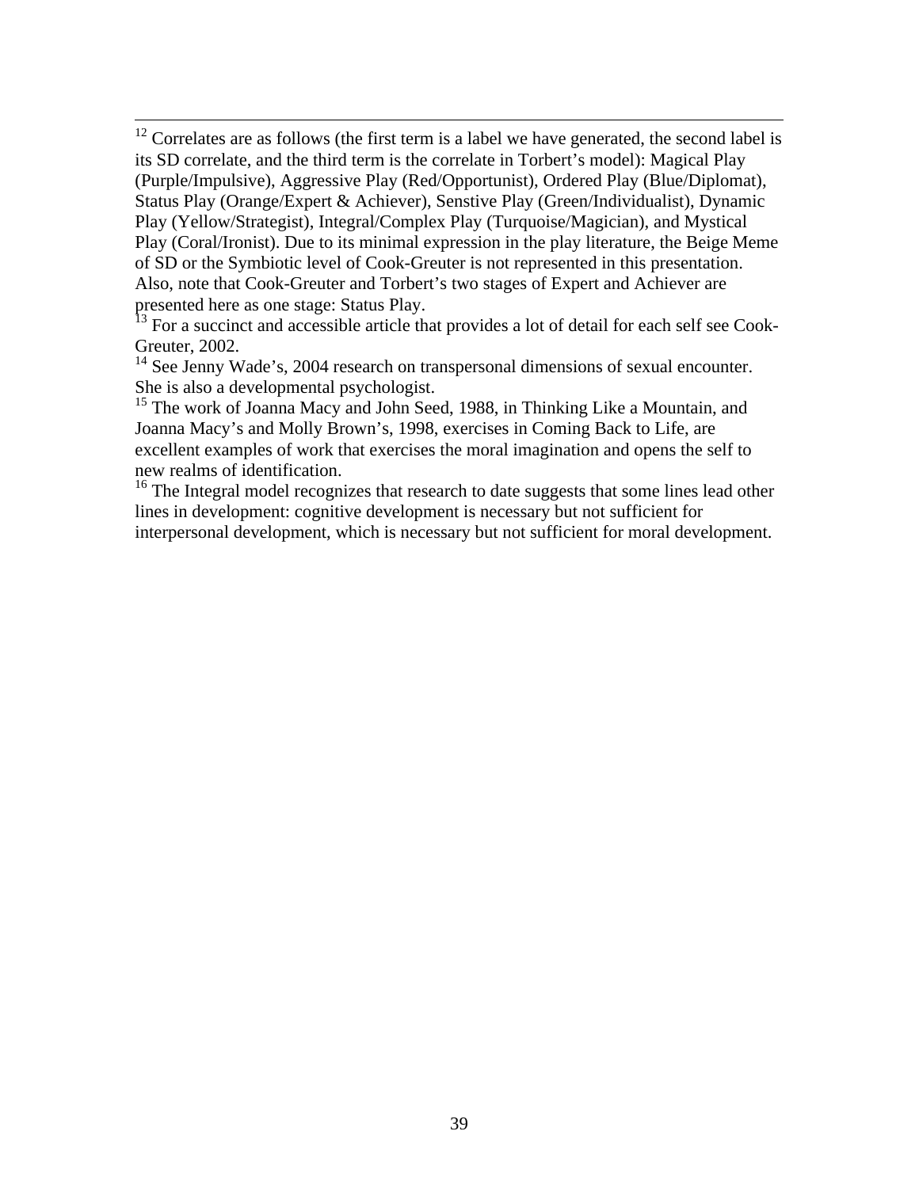[12] Correlates are as follows (the first term is a label we have generated, the second label is its SD correlate, and the third term is the correlate in Torbert's model): Magical Play (Purple/Impulsive), Aggressive Play (Red/Opportunist), Ordered Play (Blue/Diplomat), Status Play (Orange/Expert & Achiever), Senstive Play (Green/Individualist), Dynamic Play (Yellow/Strategist), Integral/Complex Play (Turquoise/Magician), and Mystical Play (Coral/Ironist). Due to its minimal expression in the play literature, the Beige Meme of SD or the Symbiotic level of Cook-Greuter is not represented in this presentation. Also, note that Cook-Greuter and Torbert's two stages of Expert and Achiever are presented here as one stage: Status Play.

[13] For a succinct and accessible article that provides a lot of detail for each self see Cook-Greuter, 2002.

[14] See Jenny Wade's, 2004 research on transpersonal dimensions of sexual encounter. She is also a developmental psychologist.

[15] The work of Joanna Macy and John Seed, 1988, in Thinking Like a Mountain, and Joanna Macy's and Molly Brown's, 1998, exercises in Coming Back to Life, are excellent examples of work that exercises the moral imagination and opens the self to new realms of identification.

[16] The Integral model recognizes that research to date suggests that some lines lead other lines in development: cognitive development is necessary but not sufficient for interpersonal development, which is necessary but not sufficient for moral development.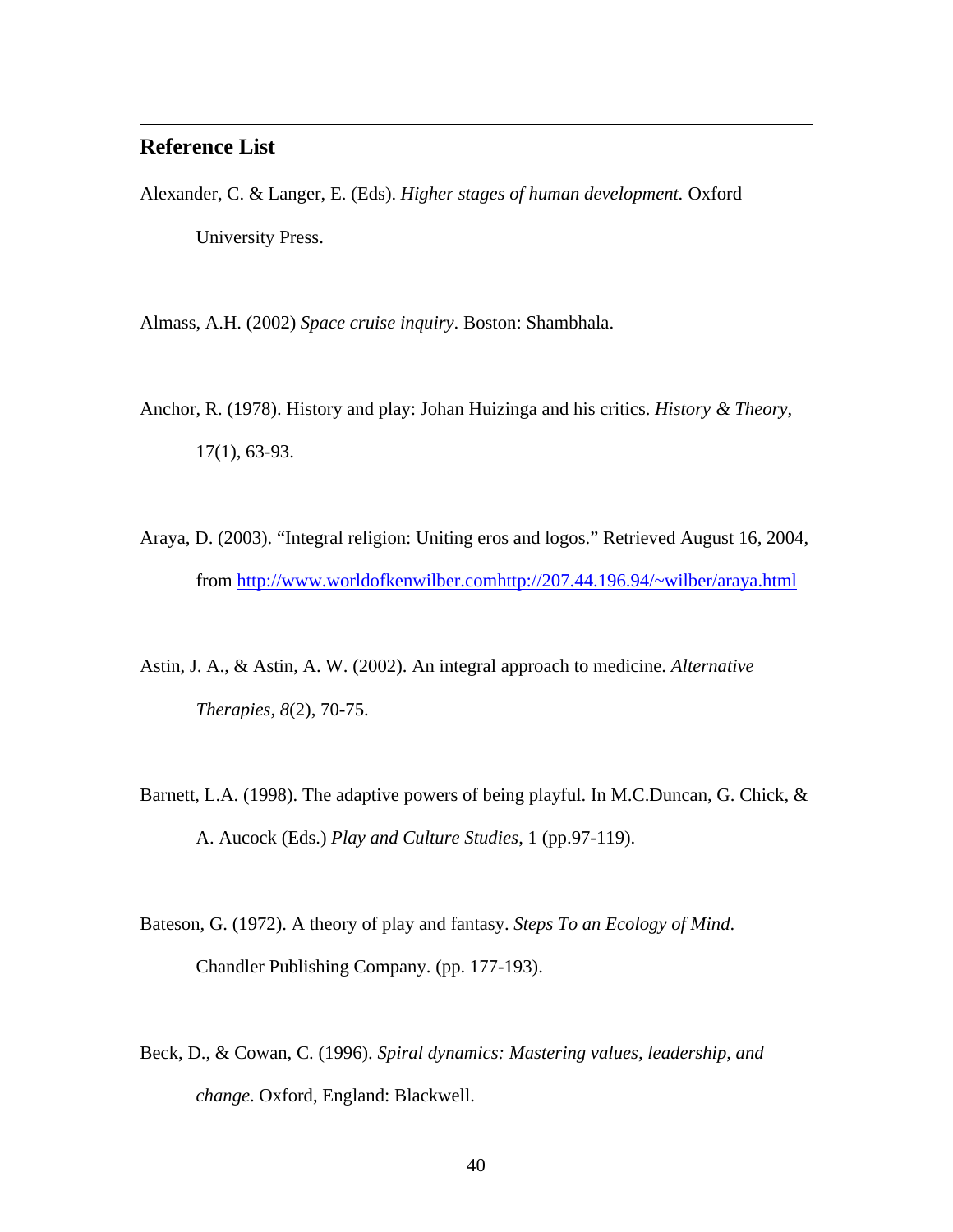## Reference List

Alexander, C. & Langer, E. (Eds). *Higher stages of human development.* Oxford University Press.

Almass, A.H. (2002) *Space cruise inquiry*. Boston: Shambhala.

Anchor, R. (1978). History and play: Johan Huizinga and his critics. *History & Theory*, 17(1), 63-93.

Araya, D. (2003). "Integral religion: Uniting eros and logos." Retrieved August 16, 2004, from http://www.worldofkenwilber.comhttp://207.44.196.94/~wilber/araya.html

Astin, J. A., & Astin, A. W. (2002). An integral approach to medicine. *Alternative Therapies*, *8*(2), 70-75.

Barnett, L.A. (1998). The adaptive powers of being playful. In M.C.Duncan, G. Chick, & A. Aucock (Eds.) *Play and Culture Studies*, 1 (pp.97-119).

Bateson, G. (1972). A theory of play and fantasy. *Steps To an Ecology of Mind*. Chandler Publishing Company. (pp. 177-193).

Beck, D., & Cowan, C. (1996). *Spiral dynamics: Mastering values, leadership, and change*. Oxford, England: Blackwell.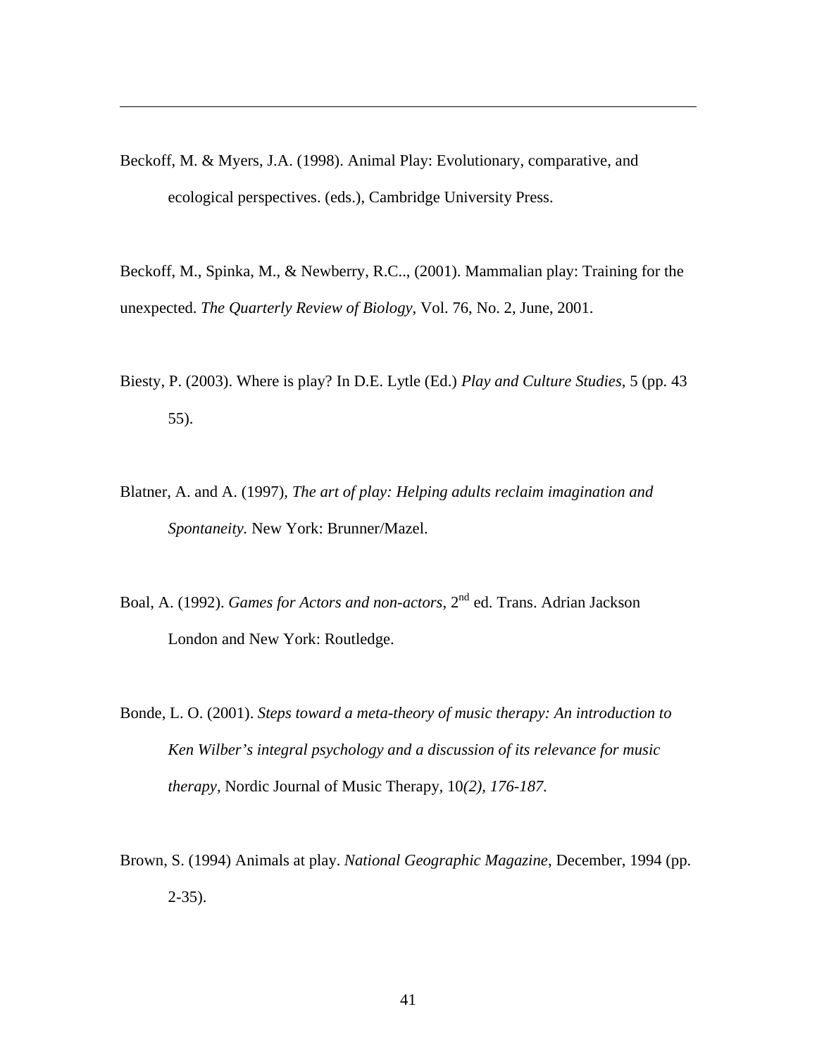Beckoff, M. & Myers, J.A. (1998). Animal Play: Evolutionary, comparative, and ecological perspectives. (eds.), Cambridge University Press.

Beckoff, M., Spinka, M., & Newberry, R.C.., (2001). Mammalian play: Training for the unexpected. *The Quarterly Review of Biology*, Vol. 76, No. 2, June, 2001.

Biesty, P. (2003). Where is play? In D.E. Lytle (Ed.) *Play and Culture Studies*, 5 (pp. 43 55).

Blatner, A. and A. (1997), *The art of play: Helping adults reclaim imagination and Spontaneity.* New York: Brunner/Mazel.

Boal, A. (1992). *Games for Actors and non-actors*, 2nd ed. Trans. Adrian Jackson London and New York: Routledge.

Bonde, L. O. (2001). *Steps toward a meta-theory of music therapy: An introduction to Ken Wilber's integral psychology and a discussion of its relevance for music therapy,* Nordic Journal of Music Therapy, 10*(2), 176-187.*

Brown, S. (1994) Animals at play. *National Geographic Magazine*, December, 1994 (pp. 2-35).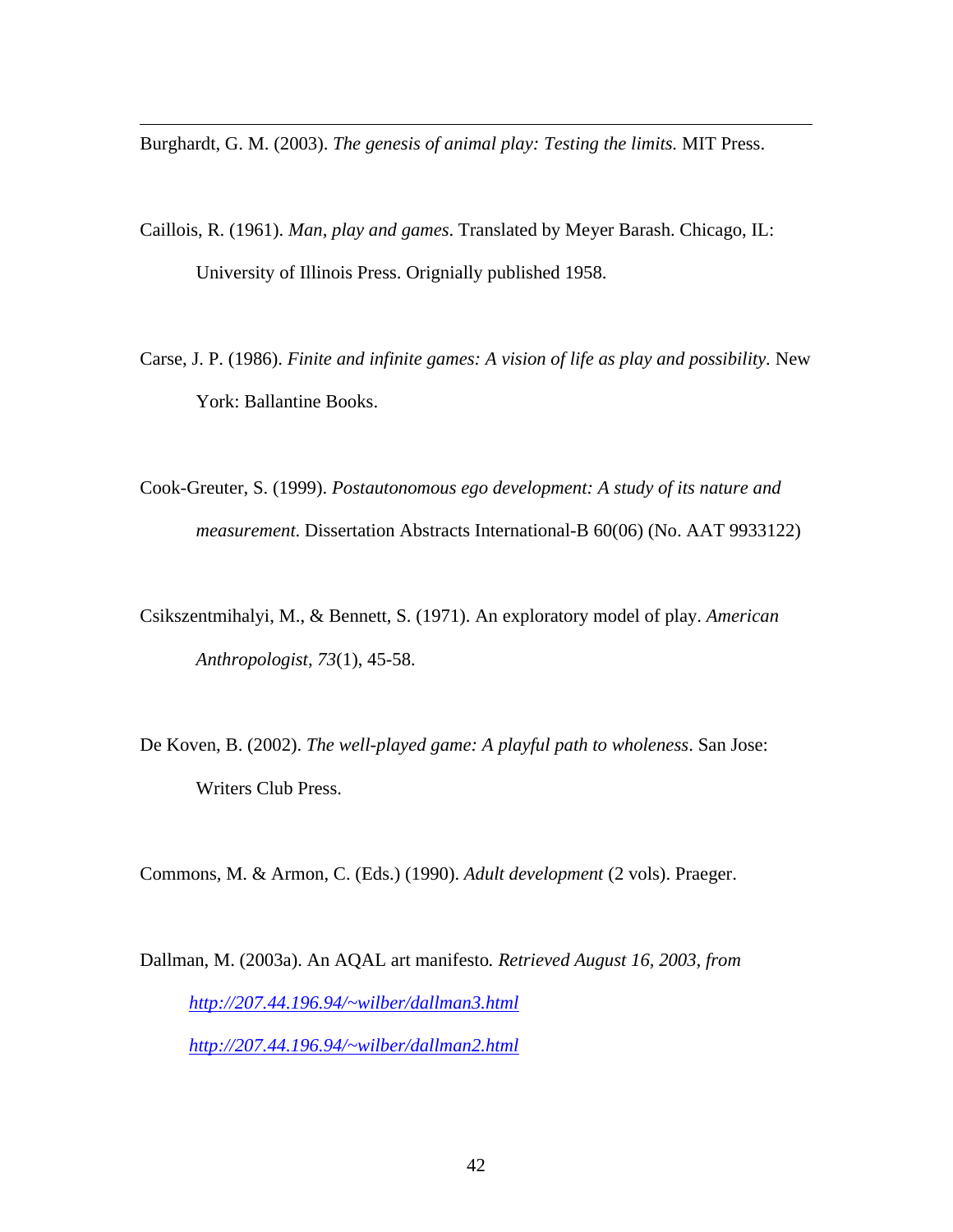Burghardt, G. M. (2003). *The genesis of animal play: Testing the limits.* MIT Press.

Caillois, R. (1961). *Man, play and games*. Translated by Meyer Barash. Chicago, IL: University of Illinois Press. Orignially published 1958.

Carse, J. P. (1986). *Finite and infinite games: A vision of life as play and possibility*. New York: Ballantine Books.

Cook-Greuter, S. (1999). *Postautonomous ego development: A study of its nature and measurement*. Dissertation Abstracts International-B 60(06) (No. AAT 9933122)

Csikszentmihalyi, M., & Bennett, S. (1971). An exploratory model of play. *American Anthropologist, 73*(1), 45-58.

De Koven, B. (2002). *The well-played game: A playful path to wholeness*. San Jose: Writers Club Press.

Commons, M. & Armon, C. (Eds.) (1990). *Adult development* (2 vols). Praeger.

Dallman, M. (2003a). An AQAL art manifesto*. Retrieved August 16, 2003, from*
*http://207.44.196.94/~wilber/dallman3.html*
*http://207.44.196.94/~wilber/dallman2.html*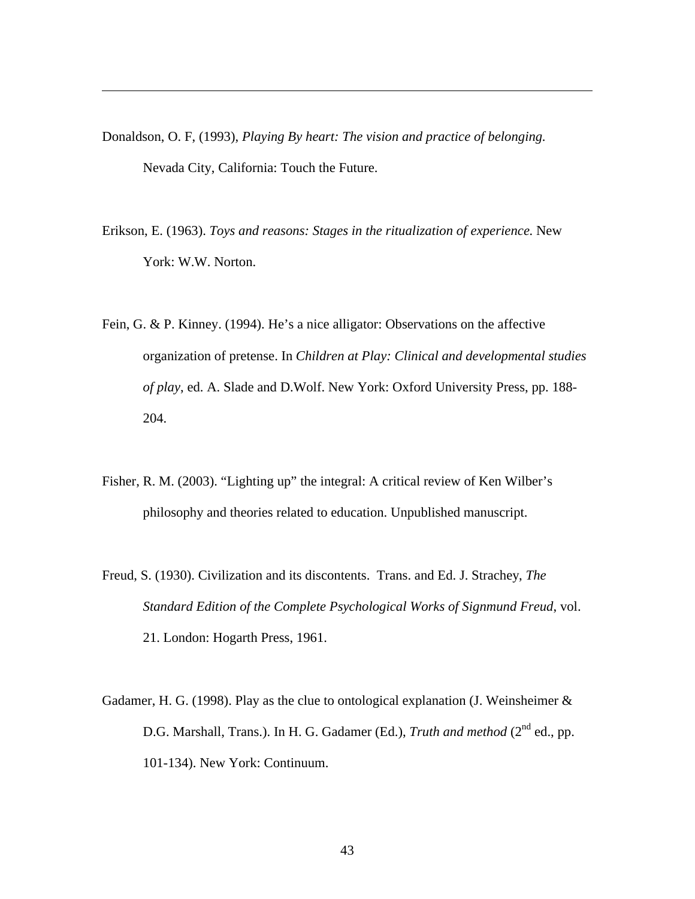Donaldson, O. F, (1993), *Playing By heart: The vision and practice of belonging.* Nevada City, California: Touch the Future.

Erikson, E. (1963). *Toys and reasons: Stages in the ritualization of experience.* New York: W.W. Norton.

Fein, G. & P. Kinney. (1994). He's a nice alligator: Observations on the affective organization of pretense. In *Children at Play: Clinical and developmental studies of play*, ed. A. Slade and D.Wolf. New York: Oxford University Press, pp. 188-204.

Fisher, R. M. (2003). "Lighting up" the integral: A critical review of Ken Wilber's philosophy and theories related to education. Unpublished manuscript.

Freud, S. (1930). Civilization and its discontents. Trans. and Ed. J. Strachey, *The Standard Edition of the Complete Psychological Works of Signmund Freud*, vol. 21. London: Hogarth Press, 1961.

Gadamer, H. G. (1998). Play as the clue to ontological explanation (J. Weinsheimer & D.G. Marshall, Trans.). In H. G. Gadamer (Ed.), *Truth and method* (2nd ed., pp. 101-134). New York: Continuum.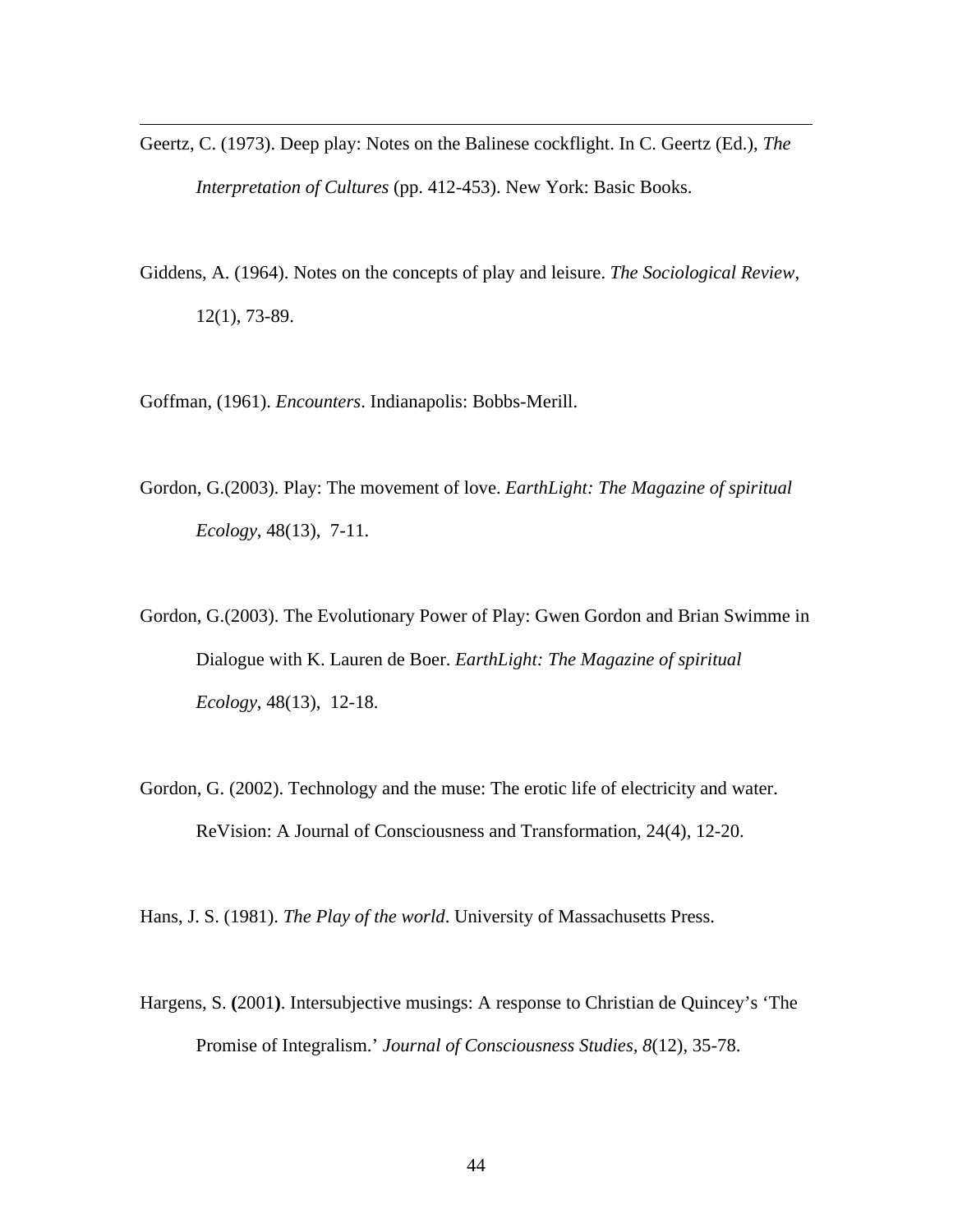Geertz, C. (1973). Deep play: Notes on the Balinese cockflight. In C. Geertz (Ed.), *The Interpretation of Cultures* (pp. 412-453). New York: Basic Books.

Giddens, A. (1964). Notes on the concepts of play and leisure. *The Sociological Review*, 12(1), 73-89.

Goffman, (1961). *Encounters*. Indianapolis: Bobbs-Merill.

Gordon, G.(2003). Play: The movement of love. *EarthLight: The Magazine of spiritual Ecology*, 48(13), 7-11.

Gordon, G.(2003). The Evolutionary Power of Play: Gwen Gordon and Brian Swimme in Dialogue with K. Lauren de Boer. *EarthLight: The Magazine of spiritual Ecology*, 48(13), 12-18.

Gordon, G. (2002). Technology and the muse: The erotic life of electricity and water. ReVision: A Journal of Consciousness and Transformation, 24(4), 12-20.

Hans, J. S. (1981). *The Play of the world*. University of Massachusetts Press.

Hargens, S. **(**2001**)**. Intersubjective musings: A response to Christian de Quincey's 'The Promise of Integralism.' *Journal of Consciousness Studies*, *8*(12), 35-78.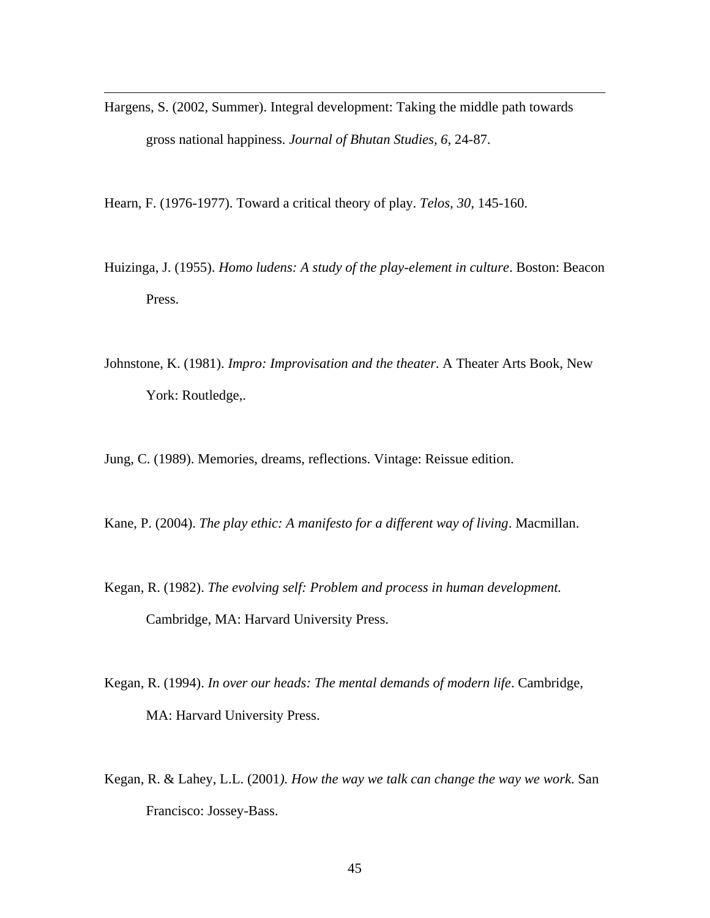Hargens, S. (2002, Summer). Integral development: Taking the middle path towards gross national happiness. *Journal of Bhutan Studies, 6*, 24-87.

Hearn, F. (1976-1977). Toward a critical theory of play. *Telos, 30*, 145-160.

Huizinga, J. (1955). *Homo ludens: A study of the play-element in culture*. Boston: Beacon Press.

Johnstone, K. (1981). *Impro: Improvisation and the theater*. A Theater Arts Book, New York: Routledge,.

Jung, C. (1989). Memories, dreams, reflections. Vintage: Reissue edition.

Kane, P. (2004). *The play ethic: A manifesto for a different way of living*. Macmillan.

Kegan, R. (1982). *The evolving self: Problem and process in human development.* Cambridge, MA: Harvard University Press.

Kegan, R. (1994). *In over our heads: The mental demands of modern life*. Cambridge, MA: Harvard University Press.

Kegan, R. & Lahey, L.L. (2001*). How the way we talk can change the way we work.* San Francisco: Jossey-Bass.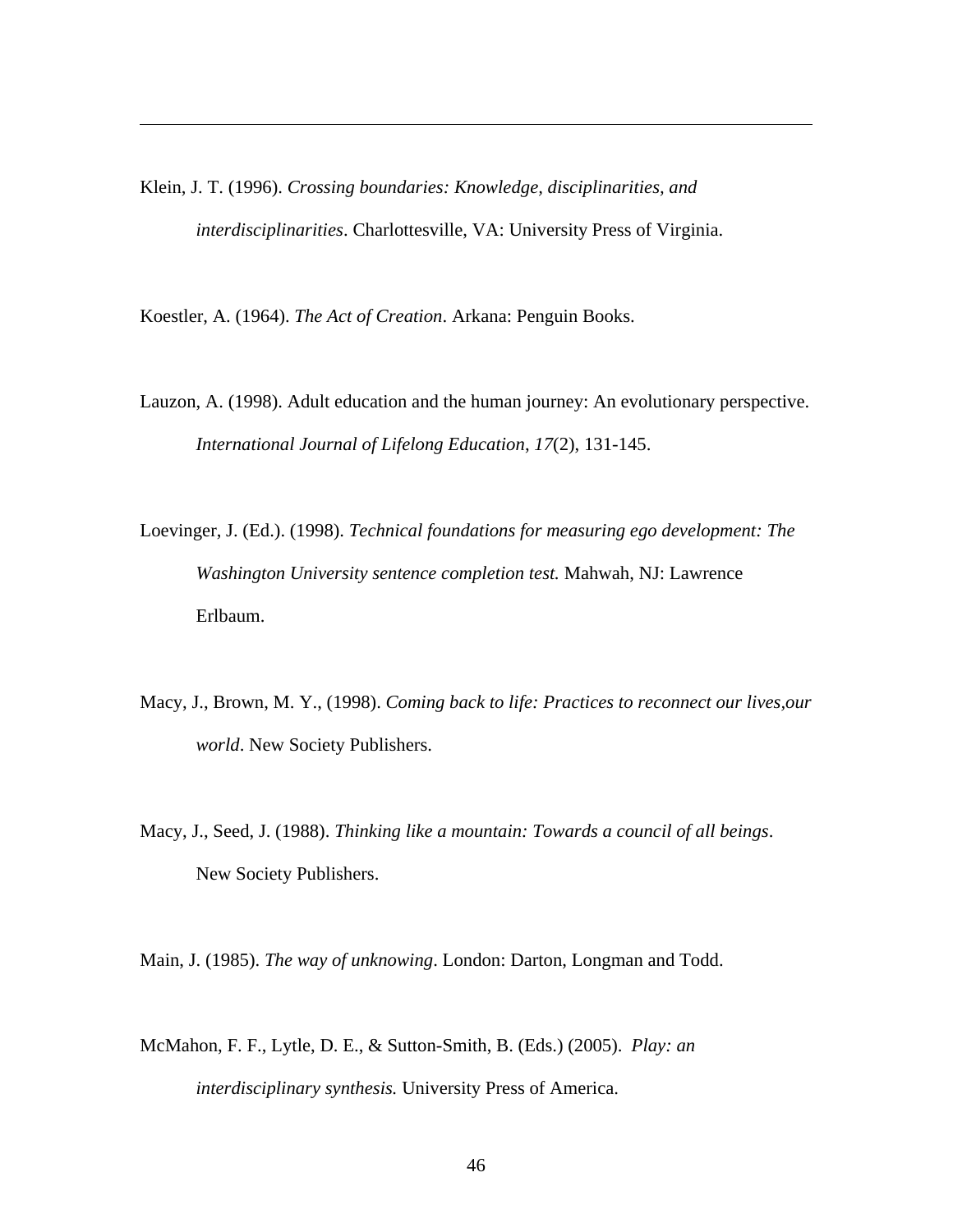Klein, J. T. (1996). *Crossing boundaries: Knowledge, disciplinarities, and interdisciplinarities*. Charlottesville, VA: University Press of Virginia.

Koestler, A. (1964). *The Act of Creation*. Arkana: Penguin Books.

Lauzon, A. (1998). Adult education and the human journey: An evolutionary perspective. *International Journal of Lifelong Education*, *17*(2), 131-145.

Loevinger, J. (Ed.). (1998). *Technical foundations for measuring ego development: The Washington University sentence completion test.* Mahwah, NJ: Lawrence Erlbaum.

Macy, J., Brown, M. Y., (1998). *Coming back to life: Practices to reconnect our lives,our world*. New Society Publishers.

Macy, J., Seed, J. (1988). *Thinking like a mountain: Towards a council of all beings*. New Society Publishers.

Main, J. (1985). *The way of unknowing*. London: Darton, Longman and Todd.

McMahon, F. F., Lytle, D. E., & Sutton-Smith, B. (Eds.) (2005). *Play: an interdisciplinary synthesis.* University Press of America.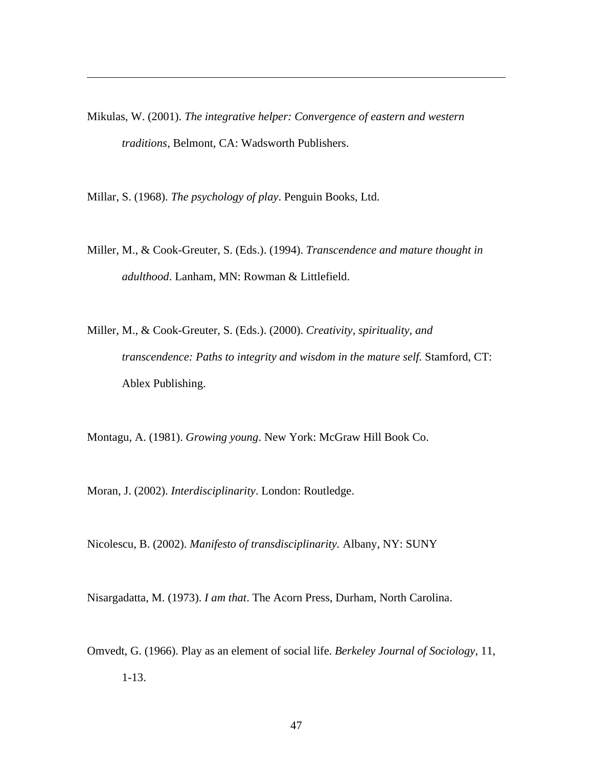Mikulas, W. (2001). *The integrative helper: Convergence of eastern and western traditions*, Belmont, CA: Wadsworth Publishers.

Millar, S. (1968). *The psychology of play*. Penguin Books, Ltd.

Miller, M., & Cook-Greuter, S. (Eds.). (1994). *Transcendence and mature thought in adulthood*. Lanham, MN: Rowman & Littlefield.

Miller, M., & Cook-Greuter, S. (Eds.). (2000). *Creativity, spirituality, and transcendence: Paths to integrity and wisdom in the mature self.* Stamford, CT: Ablex Publishing.

Montagu, A. (1981). *Growing young*. New York: McGraw Hill Book Co.

Moran, J. (2002). *Interdisciplinarity*. London: Routledge.

Nicolescu, B. (2002). *Manifesto of transdisciplinarity.* Albany, NY: SUNY

Nisargadatta, M. (1973). *I am that*. The Acorn Press, Durham, North Carolina.

Omvedt, G. (1966). Play as an element of social life. *Berkeley Journal of Sociology*, 11, 1-13.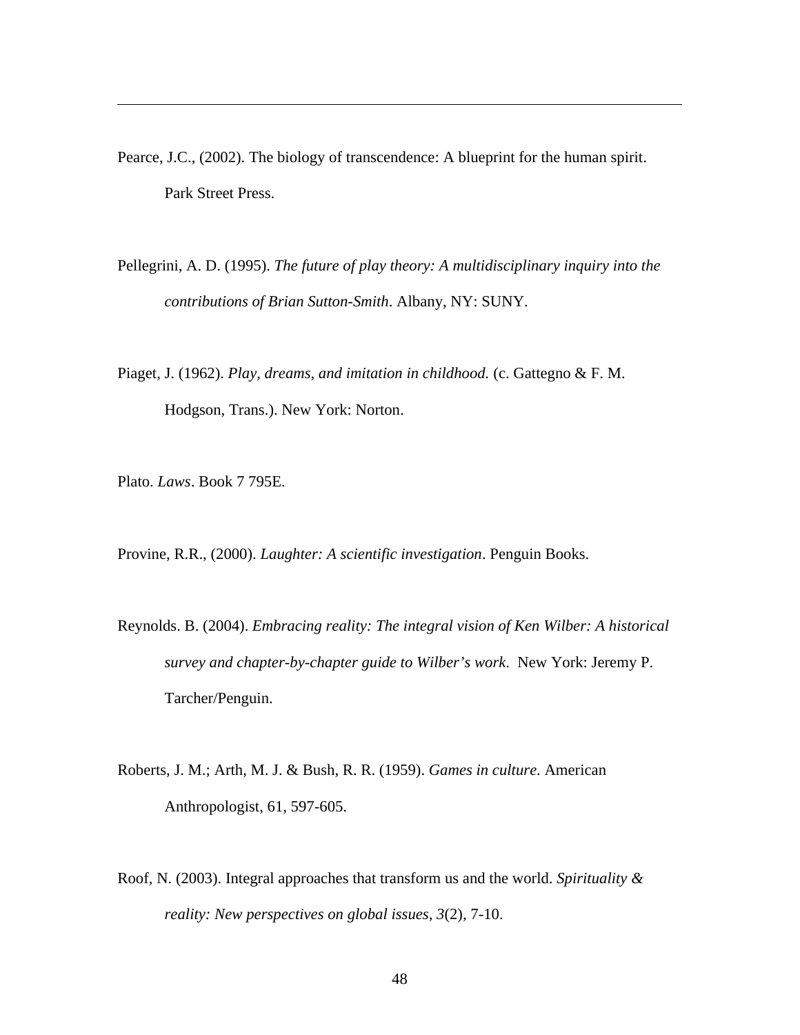Pearce, J.C., (2002). The biology of transcendence: A blueprint for the human spirit. Park Street Press.

Pellegrini, A. D. (1995). *The future of play theory: A multidisciplinary inquiry into the contributions of Brian Sutton-Smith*. Albany, NY: SUNY.

Piaget, J. (1962). *Play, dreams, and imitation in childhood.* (c. Gattegno & F. M. Hodgson, Trans.). New York: Norton.

Plato. *Laws*. Book 7 795E.

Provine, R.R., (2000). *Laughter: A scientific investigation*. Penguin Books.

Reynolds. B. (2004). *Embracing reality: The integral vision of Ken Wilber: A historical survey and chapter-by-chapter guide to Wilber's work.* New York: Jeremy P. Tarcher/Penguin.

Roberts, J. M.; Arth, M. J. & Bush, R. R. (1959). *Games in culture.* American Anthropologist, 61, 597-605.

Roof, N. (2003). Integral approaches that transform us and the world. *Spirituality & reality: New perspectives on global issues*, *3*(2), 7-10.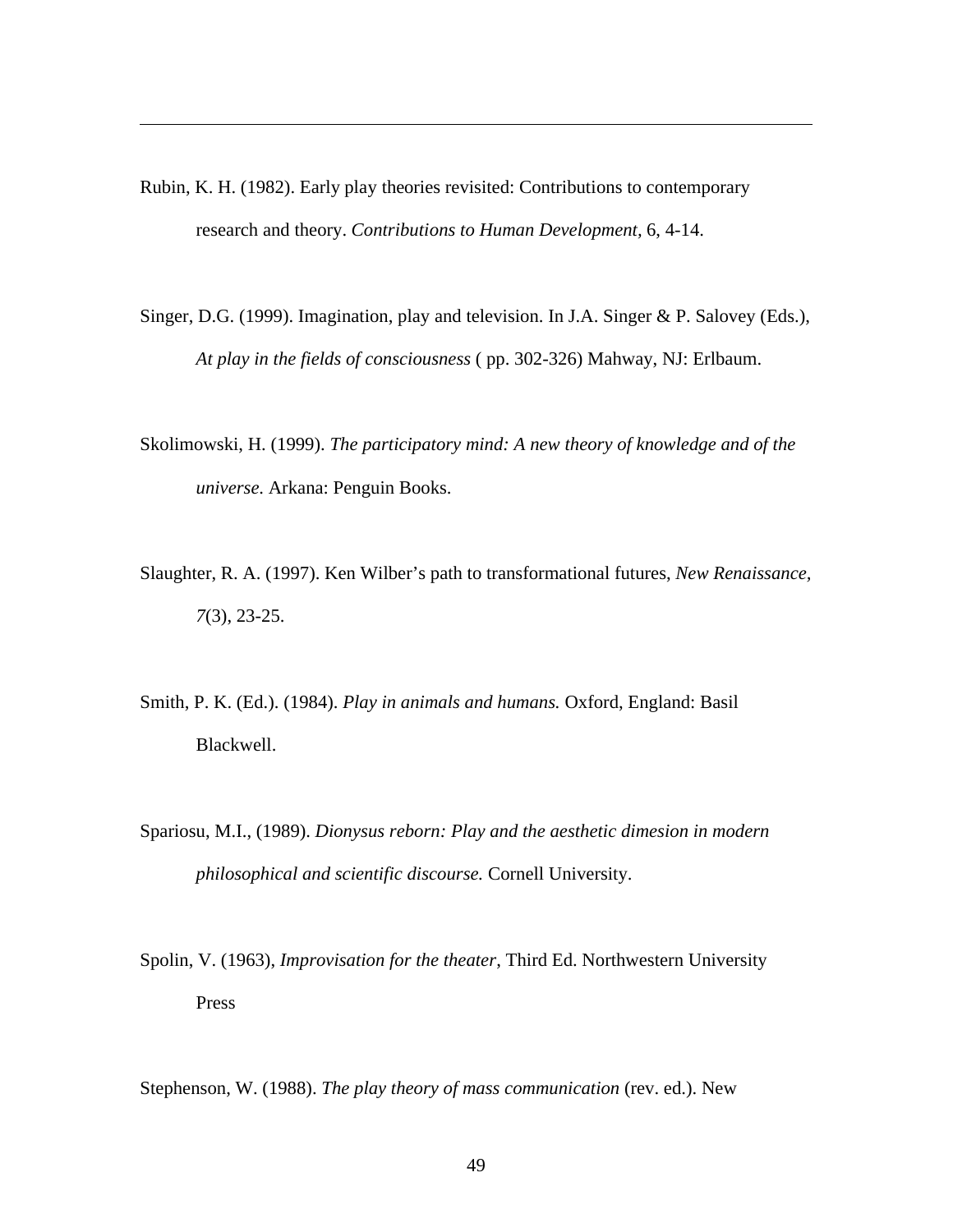Rubin, K. H. (1982). Early play theories revisited: Contributions to contemporary research and theory. *Contributions to Human Development*, 6, 4-14.

Singer, D.G. (1999). Imagination, play and television. In J.A. Singer & P. Salovey (Eds.), *At play in the fields of consciousness* ( pp. 302-326) Mahway, NJ: Erlbaum.

Skolimowski, H. (1999). *The participatory mind: A new theory of knowledge and of the universe.* Arkana: Penguin Books.

Slaughter, R. A. (1997). Ken Wilber's path to transformational futures, *New Renaissance, 7*(3), 23-25.

Smith, P. K. (Ed.). (1984). *Play in animals and humans.* Oxford, England: Basil Blackwell.

Spariosu, M.I., (1989). *Dionysus reborn: Play and the aesthetic dimesion in modern philosophical and scientific discourse.* Cornell University.

Spolin, V. (1963), *Improvisation for the theater*, Third Ed. Northwestern University Press

Stephenson, W. (1988). *The play theory of mass communication* (rev. ed.). New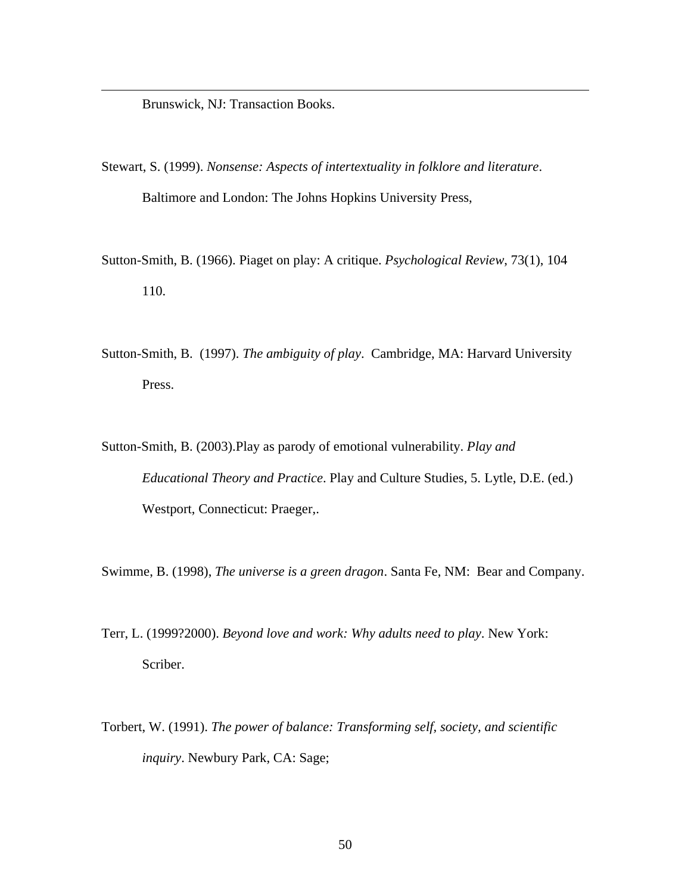Brunswick, NJ: Transaction Books.

Stewart, S. (1999). *Nonsense: Aspects of intertextuality in folklore and literature*. Baltimore and London: The Johns Hopkins University Press,

Sutton-Smith, B. (1966). Piaget on play: A critique. *Psychological Review*, 73(1), 104 110.

Sutton-Smith, B. (1997). *The ambiguity of play*. Cambridge, MA: Harvard University Press.

Sutton-Smith, B. (2003).Play as parody of emotional vulnerability. *Play and Educational Theory and Practice*. Play and Culture Studies, 5. Lytle, D.E. (ed.) Westport, Connecticut: Praeger,.

Swimme, B. (1998), *The universe is a green dragon*. Santa Fe, NM: Bear and Company.

Terr, L. (1999?2000). *Beyond love and work: Why adults need to play*. New York: Scriber.

Torbert, W. (1991). *The power of balance: Transforming self, society, and scientific inquiry*. Newbury Park, CA: Sage;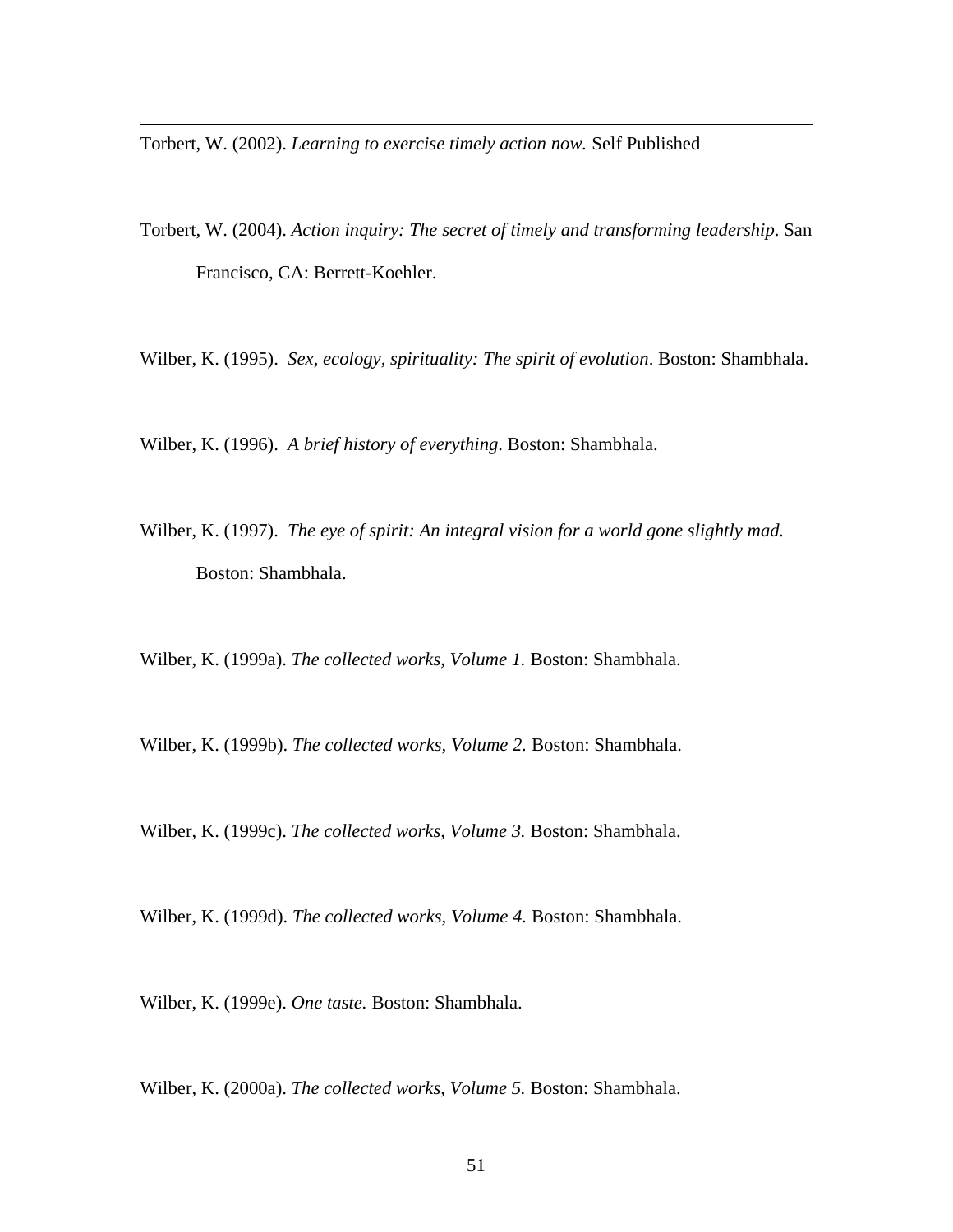Torbert, W. (2002). *Learning to exercise timely action now.* Self Published

Torbert, W. (2004). *Action inquiry: The secret of timely and transforming leadership*. San Francisco, CA: Berrett-Koehler.

Wilber, K. (1995). *Sex, ecology, spirituality: The spirit of evolution*. Boston: Shambhala.

Wilber, K. (1996). *A brief history of everything*. Boston: Shambhala.

Wilber, K. (1997). *The eye of spirit: An integral vision for a world gone slightly mad.* Boston: Shambhala.

Wilber, K. (1999a). *The collected works, Volume 1.* Boston: Shambhala.

Wilber, K. (1999b). *The collected works, Volume 2.* Boston: Shambhala.

Wilber, K. (1999c). *The collected works, Volume 3.* Boston: Shambhala.

Wilber, K. (1999d). *The collected works, Volume 4.* Boston: Shambhala.

Wilber, K. (1999e). *One taste.* Boston: Shambhala.

Wilber, K. (2000a). *The collected works, Volume 5.* Boston: Shambhala.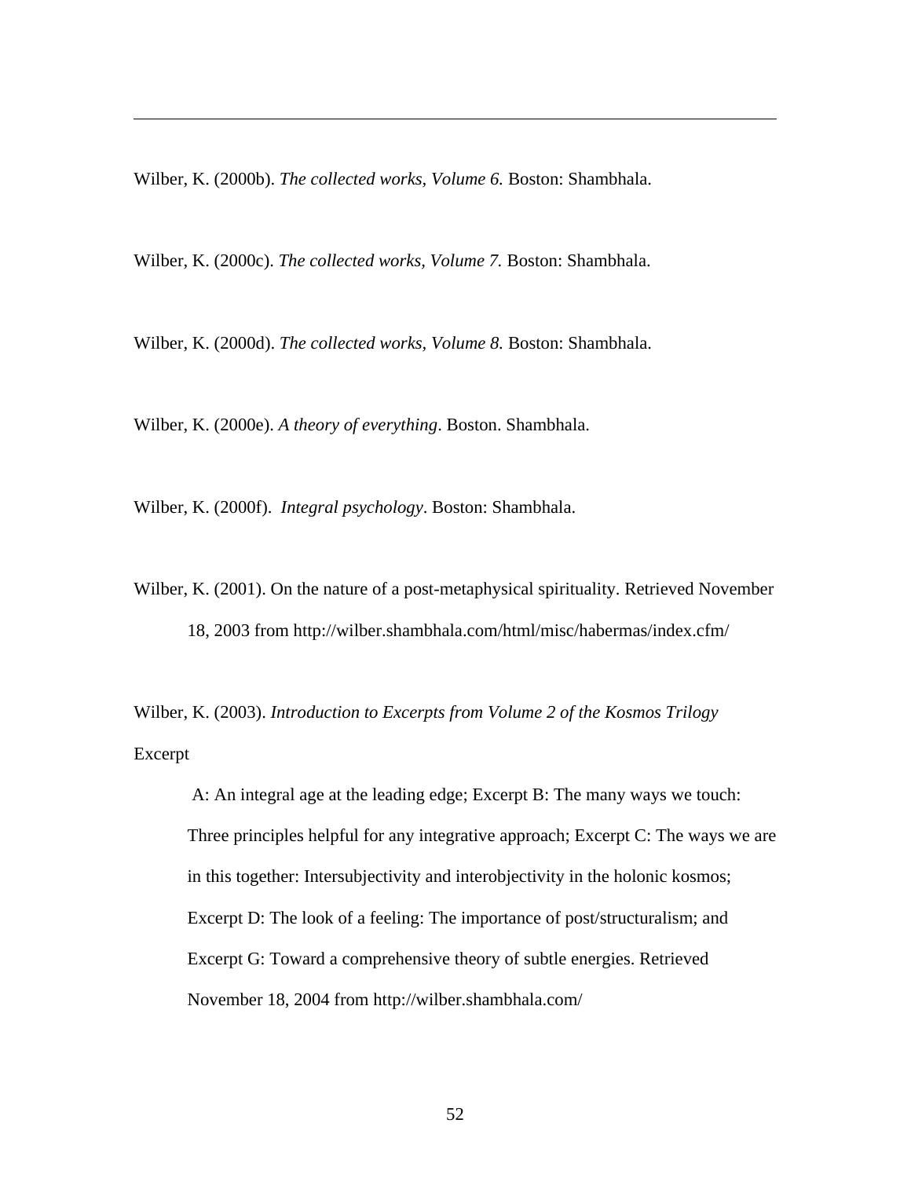Wilber, K. (2000b). *The collected works, Volume 6.* Boston: Shambhala.

Wilber, K. (2000c). *The collected works, Volume 7.* Boston: Shambhala.

Wilber, K. (2000d). *The collected works, Volume 8.* Boston: Shambhala.

Wilber, K. (2000e). *A theory of everything*. Boston. Shambhala.

Wilber, K. (2000f). *Integral psychology*. Boston: Shambhala.

Wilber, K. (2001). On the nature of a post-metaphysical spirituality. Retrieved November 18, 2003 from http://wilber.shambhala.com/html/misc/habermas/index.cfm/

Wilber, K. (2003). *Introduction to Excerpts from Volume 2 of the Kosmos Trilogy*

Excerpt

A: An integral age at the leading edge; Excerpt B: The many ways we touch: Three principles helpful for any integrative approach; Excerpt C: The ways we are in this together: Intersubjectivity and interobjectivity in the holonic kosmos; Excerpt D: The look of a feeling: The importance of post/structuralism; and Excerpt G: Toward a comprehensive theory of subtle energies. Retrieved November 18, 2004 from http://wilber.shambhala.com/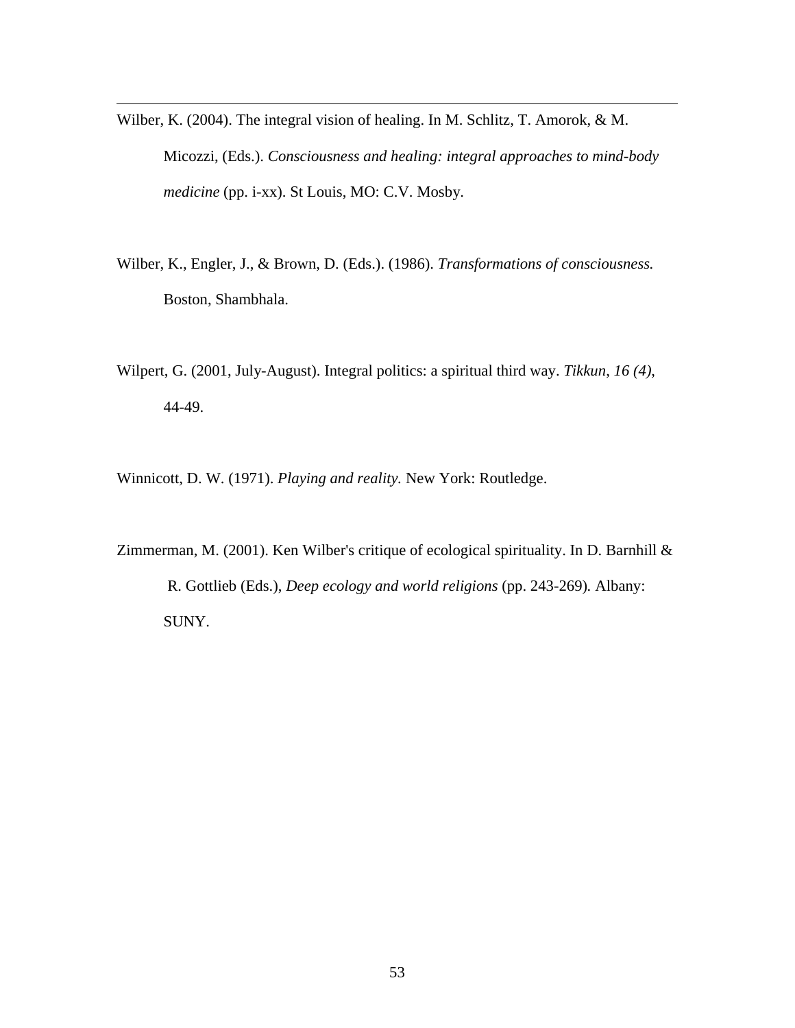Wilber, K. (2004). The integral vision of healing. In M. Schlitz, T. Amorok, & M. Micozzi, (Eds.). *Consciousness and healing: integral approaches to mind-body medicine* (pp. i-xx). St Louis, MO: C.V. Mosby.

Wilber, K., Engler, J., & Brown, D. (Eds.). (1986). *Transformations of consciousness.* Boston, Shambhala.

Wilpert, G. (2001, July-August). Integral politics: a spiritual third way. *Tikkun*, *16 (4)*, 44-49.

Winnicott, D. W. (1971). *Playing and reality.* New York: Routledge.

Zimmerman, M. (2001). Ken Wilber's critique of ecological spirituality. In D. Barnhill & R. Gottlieb (Eds.), *Deep ecology and world religions* (pp. 243-269). Albany: SUNY.